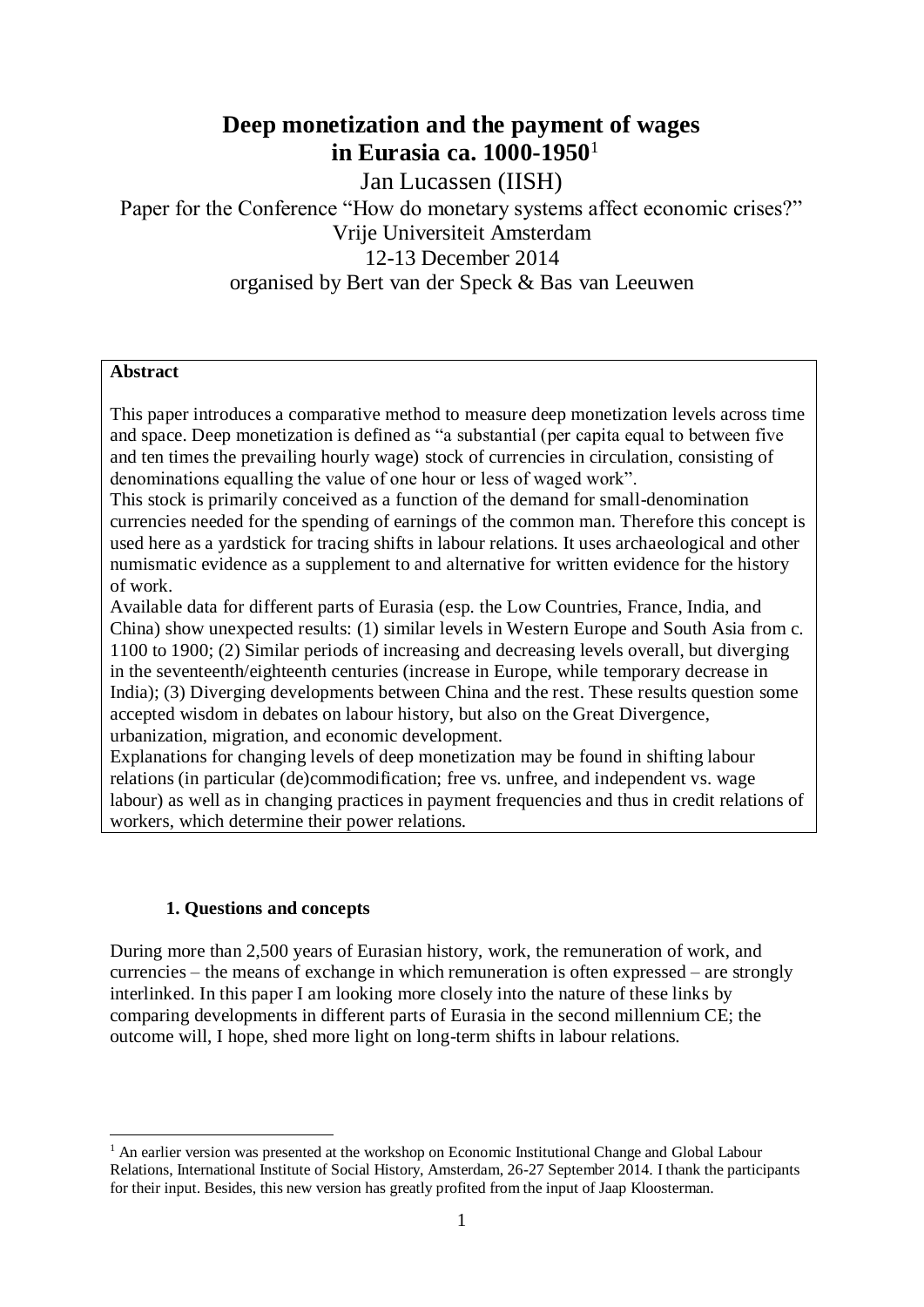# Deep monetization and the payment of wages in Eurasia ca. 1000-1950[1]

Jan Lucassen (IISH)

Paper for the Conference "How do monetary systems affect economic crises?"
Vrije Universiteit Amsterdam
12-13 December 2014
organised by Bert van der Speck & Bas van Leeuwen

**Abstract**

This paper introduces a comparative method to measure deep monetization levels across time and space. Deep monetization is defined as "a substantial (per capita equal to between five and ten times the prevailing hourly wage) stock of currencies in circulation, consisting of denominations equalling the value of one hour or less of waged work".

This stock is primarily conceived as a function of the demand for small-denomination currencies needed for the spending of earnings of the common man. Therefore this concept is used here as a yardstick for tracing shifts in labour relations. It uses archaeological and other numismatic evidence as a supplement to and alternative for written evidence for the history of work.

Available data for different parts of Eurasia (esp. the Low Countries, France, India, and China) show unexpected results: (1) similar levels in Western Europe and South Asia from c. 1100 to 1900; (2) Similar periods of increasing and decreasing levels overall, but diverging in the seventeenth/eighteenth centuries (increase in Europe, while temporary decrease in India); (3) Diverging developments between China and the rest. These results question some accepted wisdom in debates on labour history, but also on the Great Divergence, urbanization, migration, and economic development.

Explanations for changing levels of deep monetization may be found in shifting labour relations (in particular (de)commodification; free vs. unfree, and independent vs. wage labour) as well as in changing practices in payment frequencies and thus in credit relations of workers, which determine their power relations.

## 1. Questions and concepts

During more than 2,500 years of Eurasian history, work, the remuneration of work, and currencies – the means of exchange in which remuneration is often expressed – are strongly interlinked. In this paper I am looking more closely into the nature of these links by comparing developments in different parts of Eurasia in the second millennium CE; the outcome will, I hope, shed more light on long-term shifts in labour relations.

---

[1] An earlier version was presented at the workshop on Economic Institutional Change and Global Labour Relations, International Institute of Social History, Amsterdam, 26-27 September 2014. I thank the participants for their input. Besides, this new version has greatly profited from the input of Jaap Kloosterman.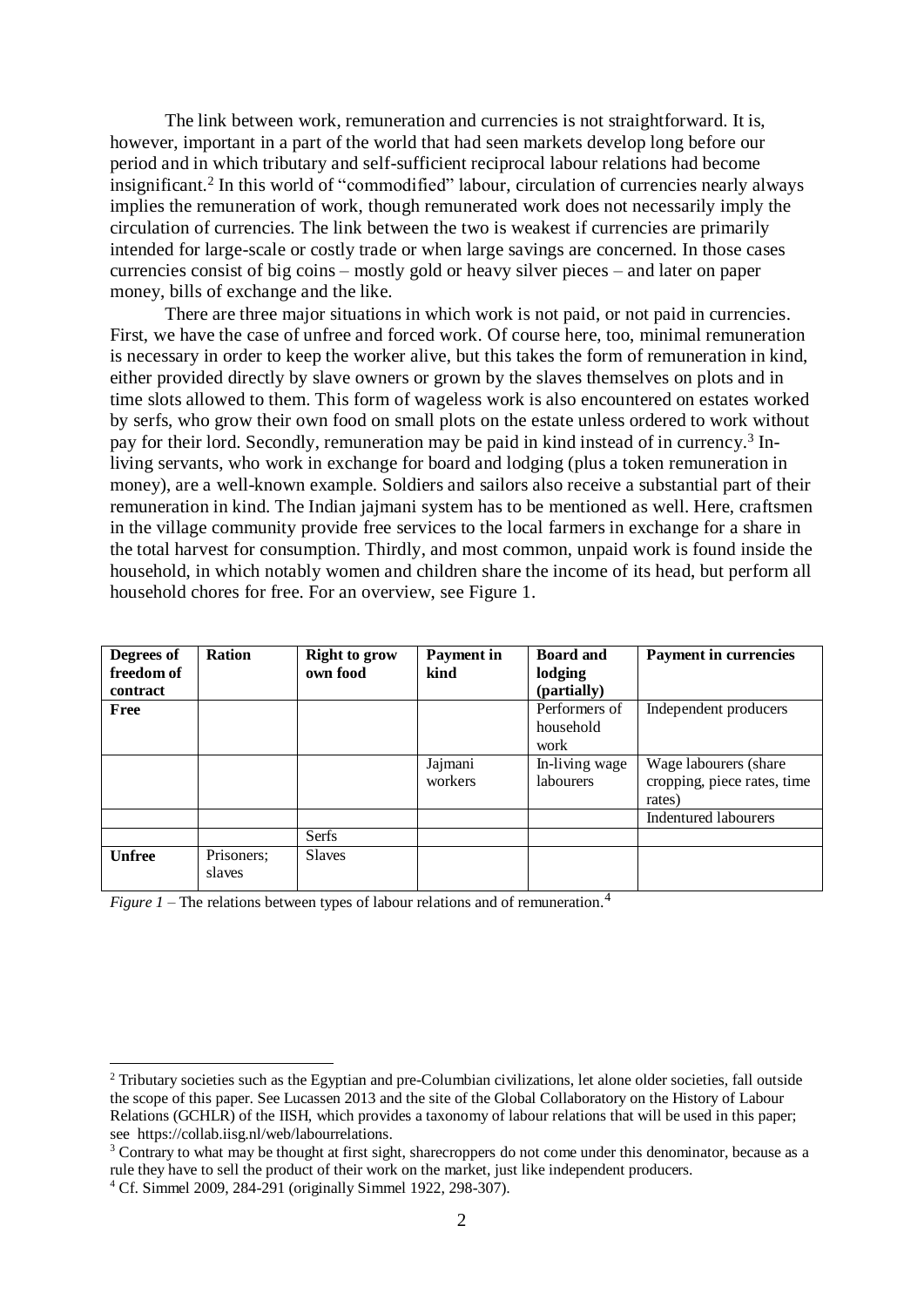The link between work, remuneration and currencies is not straightforward. It is, however, important in a part of the world that had seen markets develop long before our period and in which tributary and self-sufficient reciprocal labour relations had become insignificant.[2] In this world of "commodified" labour, circulation of currencies nearly always implies the remuneration of work, though remunerated work does not necessarily imply the circulation of currencies. The link between the two is weakest if currencies are primarily intended for large-scale or costly trade or when large savings are concerned. In those cases currencies consist of big coins – mostly gold or heavy silver pieces – and later on paper money, bills of exchange and the like.

There are three major situations in which work is not paid, or not paid in currencies. First, we have the case of unfree and forced work. Of course here, too, minimal remuneration is necessary in order to keep the worker alive, but this takes the form of remuneration in kind, either provided directly by slave owners or grown by the slaves themselves on plots and in time slots allowed to them. This form of wageless work is also encountered on estates worked by serfs, who grow their own food on small plots on the estate unless ordered to work without pay for their lord. Secondly, remuneration may be paid in kind instead of in currency.[3] In-living servants, who work in exchange for board and lodging (plus a token remuneration in money), are a well-known example. Soldiers and sailors also receive a substantial part of their remuneration in kind. The Indian jajmani system has to be mentioned as well. Here, craftsmen in the village community provide free services to the local farmers in exchange for a share in the total harvest for consumption. Thirdly, and most common, unpaid work is found inside the household, in which notably women and children share the income of its head, but perform all household chores for free. For an overview, see Figure 1.

| **Degrees of freedom of contract** | **Ration** | **Right to grow own food** | **Payment in kind** | **Board and lodging (partially)** | **Payment in currencies** |
|---|---|---|---|---|---|
| **Free** | | | | Performers of household work | Independent producers |
| | | | Jajmani workers | In-living wage labourers | Wage labourers (share cropping, piece rates, time rates) |
| | | | | | Indentured labourers |
| | | Serfs | | | |
| **Unfree** | Prisoners; slaves | Slaves | | | |

*Figure 1* – The relations between types of labour relations and of remuneration.[4]

[2] Tributary societies such as the Egyptian and pre-Columbian civilizations, let alone older societies, fall outside the scope of this paper. See Lucassen 2013 and the site of the Global Collaboratory on the History of Labour Relations (GCHLR) of the IISH, which provides a taxonomy of labour relations that will be used in this paper; see https://collab.iisg.nl/web/labourrelations.

[3] Contrary to what may be thought at first sight, sharecroppers do not come under this denominator, because as a rule they have to sell the product of their work on the market, just like independent producers.

[4] Cf. Simmel 2009, 284-291 (originally Simmel 1922, 298-307).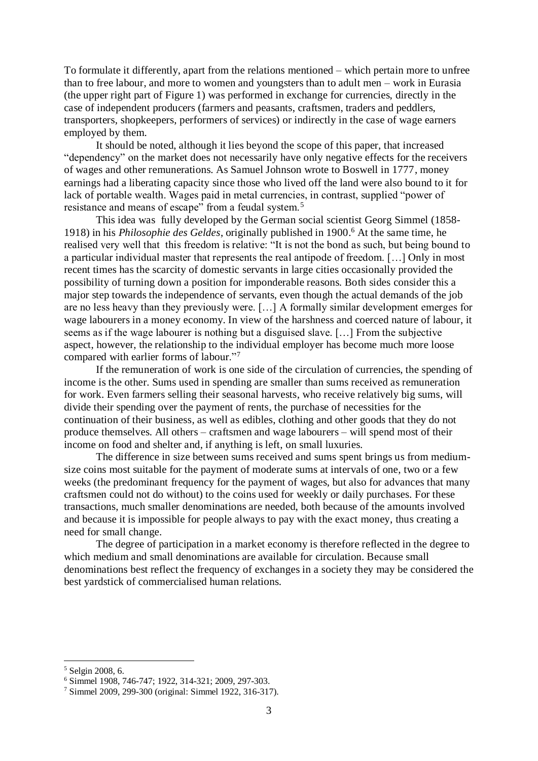To formulate it differently, apart from the relations mentioned – which pertain more to unfree than to free labour, and more to women and youngsters than to adult men – work in Eurasia (the upper right part of Figure 1) was performed in exchange for currencies, directly in the case of independent producers (farmers and peasants, craftsmen, traders and peddlers, transporters, shopkeepers, performers of services) or indirectly in the case of wage earners employed by them.

It should be noted, although it lies beyond the scope of this paper, that increased "dependency" on the market does not necessarily have only negative effects for the receivers of wages and other remunerations. As Samuel Johnson wrote to Boswell in 1777, money earnings had a liberating capacity since those who lived off the land were also bound to it for lack of portable wealth. Wages paid in metal currencies, in contrast, supplied "power of resistance and means of escape" from a feudal system.[5]

This idea was fully developed by the German social scientist Georg Simmel (1858-1918) in his *Philosophie des Geldes*, originally published in 1900.[6] At the same time, he realised very well that this freedom is relative: "It is not the bond as such, but being bound to a particular individual master that represents the real antipode of freedom. […] Only in most recent times has the scarcity of domestic servants in large cities occasionally provided the possibility of turning down a position for imponderable reasons. Both sides consider this a major step towards the independence of servants, even though the actual demands of the job are no less heavy than they previously were. […] A formally similar development emerges for wage labourers in a money economy. In view of the harshness and coerced nature of labour, it seems as if the wage labourer is nothing but a disguised slave. […] From the subjective aspect, however, the relationship to the individual employer has become much more loose compared with earlier forms of labour."[7]

If the remuneration of work is one side of the circulation of currencies, the spending of income is the other. Sums used in spending are smaller than sums received as remuneration for work. Even farmers selling their seasonal harvests, who receive relatively big sums, will divide their spending over the payment of rents, the purchase of necessities for the continuation of their business, as well as edibles, clothing and other goods that they do not produce themselves. All others – craftsmen and wage labourers – will spend most of their income on food and shelter and, if anything is left, on small luxuries.

The difference in size between sums received and sums spent brings us from medium-size coins most suitable for the payment of moderate sums at intervals of one, two or a few weeks (the predominant frequency for the payment of wages, but also for advances that many craftsmen could not do without) to the coins used for weekly or daily purchases. For these transactions, much smaller denominations are needed, both because of the amounts involved and because it is impossible for people always to pay with the exact money, thus creating a need for small change.

The degree of participation in a market economy is therefore reflected in the degree to which medium and small denominations are available for circulation. Because small denominations best reflect the frequency of exchanges in a society they may be considered the best yardstick of commercialised human relations.

---

[5] Selgin 2008, 6.

[6] Simmel 1908, 746-747; 1922, 314-321; 2009, 297-303.

[7] Simmel 2009, 299-300 (original: Simmel 1922, 316-317).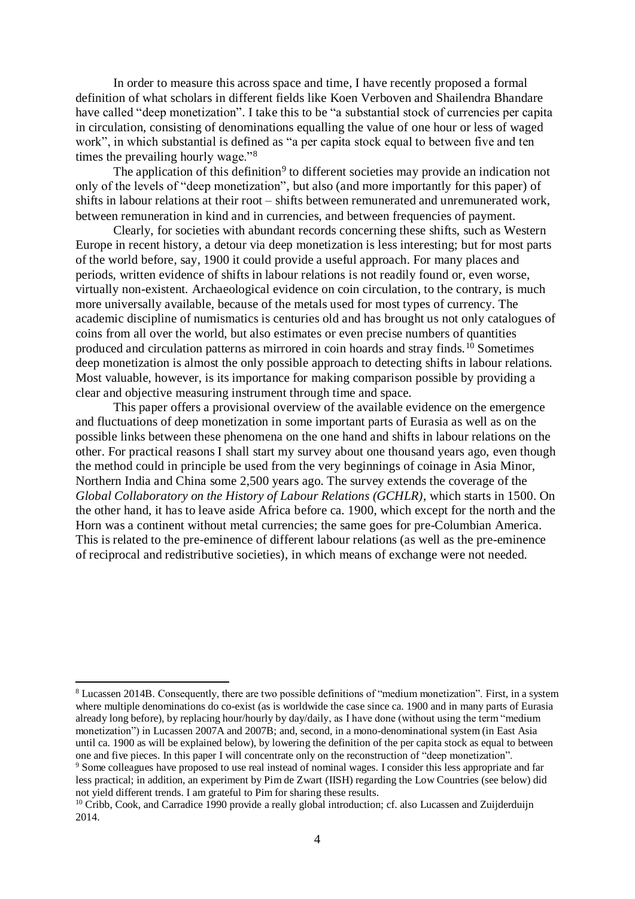In order to measure this across space and time, I have recently proposed a formal definition of what scholars in different fields like Koen Verboven and Shailendra Bhandare have called "deep monetization". I take this to be "a substantial stock of currencies per capita in circulation, consisting of denominations equalling the value of one hour or less of waged work", in which substantial is defined as "a per capita stock equal to between five and ten times the prevailing hourly wage."[8]

The application of this definition[9] to different societies may provide an indication not only of the levels of "deep monetization", but also (and more importantly for this paper) of shifts in labour relations at their root – shifts between remunerated and unremunerated work, between remuneration in kind and in currencies, and between frequencies of payment.

Clearly, for societies with abundant records concerning these shifts, such as Western Europe in recent history, a detour via deep monetization is less interesting; but for most parts of the world before, say, 1900 it could provide a useful approach. For many places and periods, written evidence of shifts in labour relations is not readily found or, even worse, virtually non-existent. Archaeological evidence on coin circulation, to the contrary, is much more universally available, because of the metals used for most types of currency. The academic discipline of numismatics is centuries old and has brought us not only catalogues of coins from all over the world, but also estimates or even precise numbers of quantities produced and circulation patterns as mirrored in coin hoards and stray finds.[10] Sometimes deep monetization is almost the only possible approach to detecting shifts in labour relations. Most valuable, however, is its importance for making comparison possible by providing a clear and objective measuring instrument through time and space.

This paper offers a provisional overview of the available evidence on the emergence and fluctuations of deep monetization in some important parts of Eurasia as well as on the possible links between these phenomena on the one hand and shifts in labour relations on the other. For practical reasons I shall start my survey about one thousand years ago, even though the method could in principle be used from the very beginnings of coinage in Asia Minor, Northern India and China some 2,500 years ago. The survey extends the coverage of the *Global Collaboratory on the History of Labour Relations (GCHLR)*, which starts in 1500. On the other hand, it has to leave aside Africa before ca. 1900, which except for the north and the Horn was a continent without metal currencies; the same goes for pre-Columbian America. This is related to the pre-eminence of different labour relations (as well as the pre-eminence of reciprocal and redistributive societies), in which means of exchange were not needed.

---

[8] Lucassen 2014B. Consequently, there are two possible definitions of "medium monetization". First, in a system where multiple denominations do co-exist (as is worldwide the case since ca. 1900 and in many parts of Eurasia already long before), by replacing hour/hourly by day/daily, as I have done (without using the term "medium monetization") in Lucassen 2007A and 2007B; and, second, in a mono-denominational system (in East Asia until ca. 1900 as will be explained below), by lowering the definition of the per capita stock as equal to between one and five pieces. In this paper I will concentrate only on the reconstruction of "deep monetization".

[9] Some colleagues have proposed to use real instead of nominal wages. I consider this less appropriate and far less practical; in addition, an experiment by Pim de Zwart (IISH) regarding the Low Countries (see below) did not yield different trends. I am grateful to Pim for sharing these results.

[10] Cribb, Cook, and Carradice 1990 provide a really global introduction; cf. also Lucassen and Zuijderduijn 2014.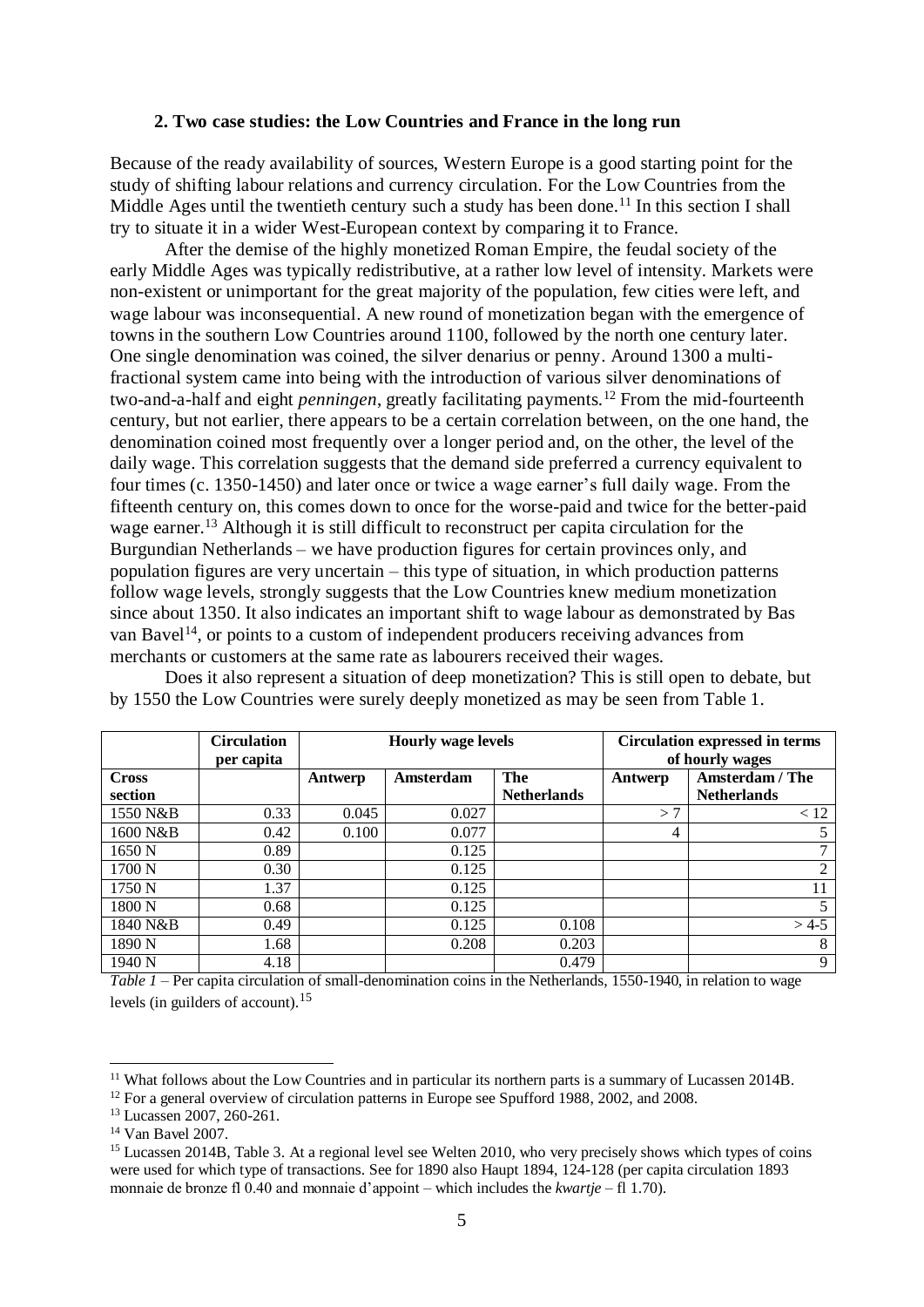### 2. Two case studies: the Low Countries and France in the long run

Because of the ready availability of sources, Western Europe is a good starting point for the study of shifting labour relations and currency circulation. For the Low Countries from the Middle Ages until the twentieth century such a study has been done.[11] In this section I shall try to situate it in a wider West-European context by comparing it to France.

After the demise of the highly monetized Roman Empire, the feudal society of the early Middle Ages was typically redistributive, at a rather low level of intensity. Markets were non-existent or unimportant for the great majority of the population, few cities were left, and wage labour was inconsequential. A new round of monetization began with the emergence of towns in the southern Low Countries around 1100, followed by the north one century later. One single denomination was coined, the silver denarius or penny. Around 1300 a multi-fractional system came into being with the introduction of various silver denominations of two-and-a-half and eight *penningen*, greatly facilitating payments.[12] From the mid-fourteenth century, but not earlier, there appears to be a certain correlation between, on the one hand, the denomination coined most frequently over a longer period and, on the other, the level of the daily wage. This correlation suggests that the demand side preferred a currency equivalent to four times (c. 1350-1450) and later once or twice a wage earner's full daily wage. From the fifteenth century on, this comes down to once for the worse-paid and twice for the better-paid wage earner.[13] Although it is still difficult to reconstruct per capita circulation for the Burgundian Netherlands – we have production figures for certain provinces only, and population figures are very uncertain – this type of situation, in which production patterns follow wage levels, strongly suggests that the Low Countries knew medium monetization since about 1350. It also indicates an important shift to wage labour as demonstrated by Bas van Bavel[14], or points to a custom of independent producers receiving advances from merchants or customers at the same rate as labourers received their wages.

Does it also represent a situation of deep monetization? This is still open to debate, but by 1550 the Low Countries were surely deeply monetized as may be seen from Table 1.

| | Circulation per capita | Hourly wage levels | | | Circulation expressed in terms of hourly wages | |
|---|---|---|---|---|---|---|
| **Cross section** | | **Antwerp** | **Amsterdam** | **The Netherlands** | **Antwerp** | **Amsterdam / The Netherlands** |
| 1550 N&B | 0.33 | 0.045 | 0.027 | | > 7 | < 12 |
| 1600 N&B | 0.42 | 0.100 | 0.077 | | 4 | 5 |
| 1650 N | 0.89 | | 0.125 | | | 7 |
| 1700 N | 0.30 | | 0.125 | | | 2 |
| 1750 N | 1.37 | | 0.125 | | | 11 |
| 1800 N | 0.68 | | 0.125 | | | 5 |
| 1840 N&B | 0.49 | | 0.125 | 0.108 | | > 4-5 |
| 1890 N | 1.68 | | 0.208 | 0.203 | | 8 |
| 1940 N | 4.18 | | | 0.479 | | 9 |

*Table 1* – Per capita circulation of small-denomination coins in the Netherlands, 1550-1940, in relation to wage levels (in guilders of account).[15]

---

[11] What follows about the Low Countries and in particular its northern parts is a summary of Lucassen 2014B.

[12] For a general overview of circulation patterns in Europe see Spufford 1988, 2002, and 2008.

[13] Lucassen 2007, 260-261.

[14] Van Bavel 2007.

[15] Lucassen 2014B, Table 3. At a regional level see Welten 2010, who very precisely shows which types of coins were used for which type of transactions. See for 1890 also Haupt 1894, 124-128 (per capita circulation 1893 monnaie de bronze fl 0.40 and monnaie d'appoint – which includes the *kwartje* – fl 1.70).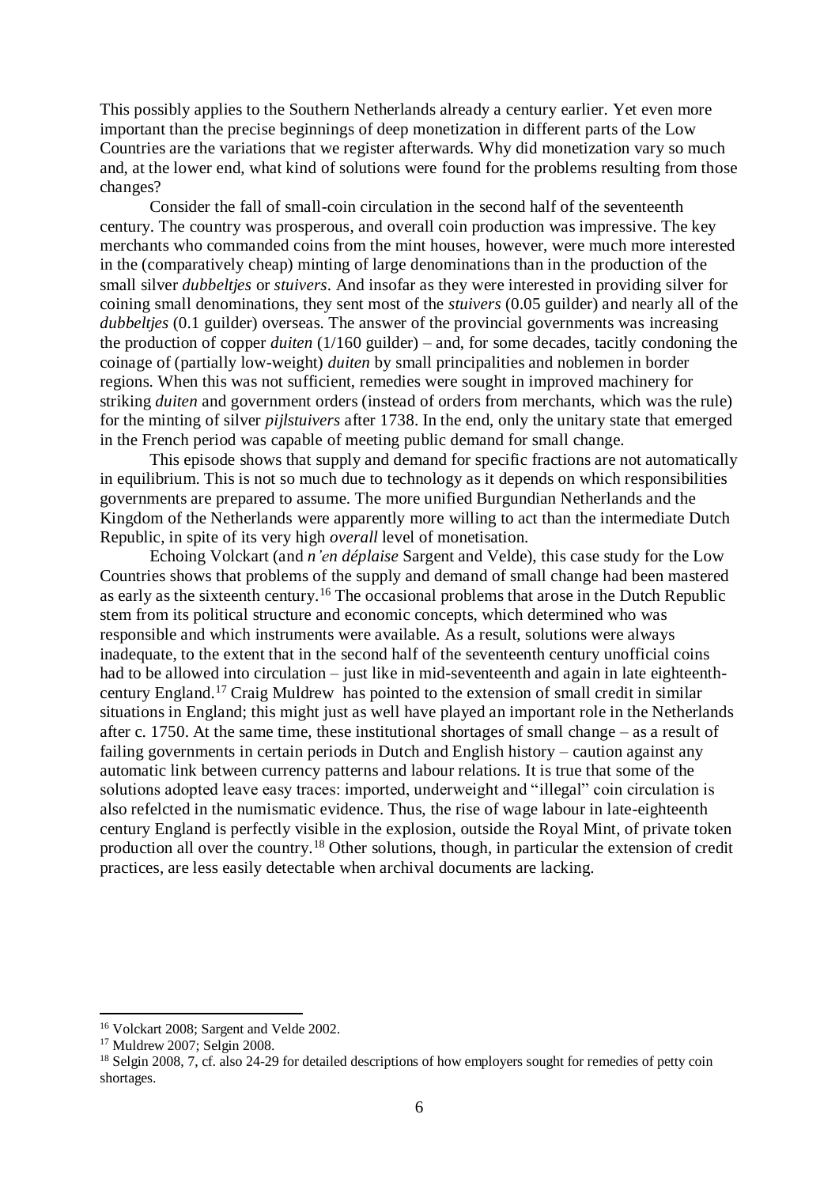This possibly applies to the Southern Netherlands already a century earlier. Yet even more important than the precise beginnings of deep monetization in different parts of the Low Countries are the variations that we register afterwards. Why did monetization vary so much and, at the lower end, what kind of solutions were found for the problems resulting from those changes?

Consider the fall of small-coin circulation in the second half of the seventeenth century. The country was prosperous, and overall coin production was impressive. The key merchants who commanded coins from the mint houses, however, were much more interested in the (comparatively cheap) minting of large denominations than in the production of the small silver *dubbeltjes* or *stuivers*. And insofar as they were interested in providing silver for coining small denominations, they sent most of the *stuivers* (0.05 guilder) and nearly all of the *dubbeltjes* (0.1 guilder) overseas. The answer of the provincial governments was increasing the production of copper *duiten* (1/160 guilder) – and, for some decades, tacitly condoning the coinage of (partially low-weight) *duiten* by small principalities and noblemen in border regions. When this was not sufficient, remedies were sought in improved machinery for striking *duiten* and government orders (instead of orders from merchants, which was the rule) for the minting of silver *pijlstuivers* after 1738. In the end, only the unitary state that emerged in the French period was capable of meeting public demand for small change.

This episode shows that supply and demand for specific fractions are not automatically in equilibrium. This is not so much due to technology as it depends on which responsibilities governments are prepared to assume. The more unified Burgundian Netherlands and the Kingdom of the Netherlands were apparently more willing to act than the intermediate Dutch Republic, in spite of its very high *overall* level of monetisation.

Echoing Volckart (and *n'en déplaise* Sargent and Velde), this case study for the Low Countries shows that problems of the supply and demand of small change had been mastered as early as the sixteenth century.[16] The occasional problems that arose in the Dutch Republic stem from its political structure and economic concepts, which determined who was responsible and which instruments were available. As a result, solutions were always inadequate, to the extent that in the second half of the seventeenth century unofficial coins had to be allowed into circulation – just like in mid-seventeenth and again in late eighteenth-century England.[17] Craig Muldrew has pointed to the extension of small credit in similar situations in England; this might just as well have played an important role in the Netherlands after c. 1750. At the same time, these institutional shortages of small change – as a result of failing governments in certain periods in Dutch and English history – caution against any automatic link between currency patterns and labour relations. It is true that some of the solutions adopted leave easy traces: imported, underweight and "illegal" coin circulation is also refelcted in the numismatic evidence. Thus, the rise of wage labour in late-eighteenth century England is perfectly visible in the explosion, outside the Royal Mint, of private token production all over the country.[18] Other solutions, though, in particular the extension of credit practices, are less easily detectable when archival documents are lacking.

---

[16] Volckart 2008; Sargent and Velde 2002.

[17] Muldrew 2007; Selgin 2008.

[18] Selgin 2008, 7, cf. also 24-29 for detailed descriptions of how employers sought for remedies of petty coin shortages.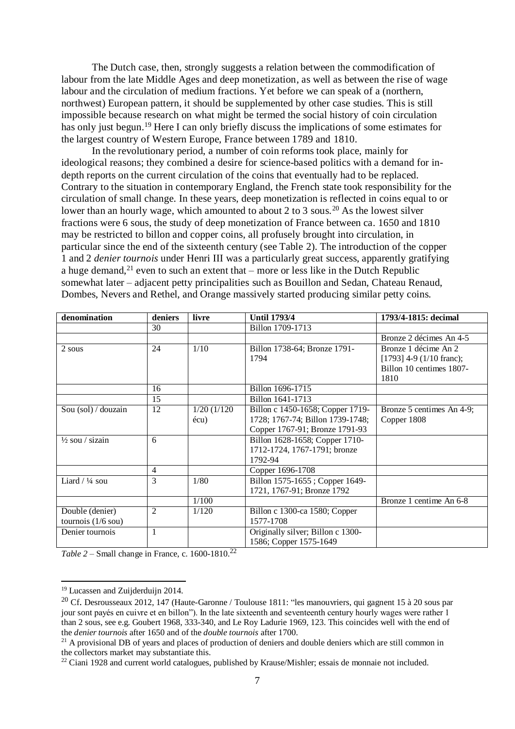The Dutch case, then, strongly suggests a relation between the commodification of labour from the late Middle Ages and deep monetization, as well as between the rise of wage labour and the circulation of medium fractions. Yet before we can speak of a (northern, northwest) European pattern, it should be supplemented by other case studies. This is still impossible because research on what might be termed the social history of coin circulation has only just begun.[19] Here I can only briefly discuss the implications of some estimates for the largest country of Western Europe, France between 1789 and 1810.

In the revolutionary period, a number of coin reforms took place, mainly for ideological reasons; they combined a desire for science-based politics with a demand for in-depth reports on the current circulation of the coins that eventually had to be replaced. Contrary to the situation in contemporary England, the French state took responsibility for the circulation of small change. In these years, deep monetization is reflected in coins equal to or lower than an hourly wage, which amounted to about 2 to 3 sous.[20] As the lowest silver fractions were 6 sous, the study of deep monetization of France between ca. 1650 and 1810 may be restricted to billon and copper coins, all profusely brought into circulation, in particular since the end of the sixteenth century (see Table 2). The introduction of the copper 1 and 2 *denier tournois* under Henri III was a particularly great success, apparently gratifying a huge demand,[21] even to such an extent that – more or less like in the Dutch Republic somewhat later – adjacent petty principalities such as Bouillon and Sedan, Chateau Renaud, Dombes, Nevers and Rethel, and Orange massively started producing similar petty coins.

| denomination | deniers | livre | Until 1793/4 | 1793/4-1815: decimal |
|---|---|---|---|---|
| | 30 | | Billon 1709-1713 | |
| | | | | Bronze 2 décimes An 4-5 |
| 2 sous | 24 | 1/10 | Billon 1738-64; Bronze 1791-1794 | Bronze 1 décime An 2 [1793] 4-9 (1/10 franc); Billon 10 centimes 1807-1810 |
| | 16 | | Billon 1696-1715 | |
| | 15 | | Billon 1641-1713 | |
| Sou (sol) / douzain | 12 | 1/20 (1/120 écu) | Billon c 1450-1658; Copper 1719-1728; 1767-74; Billon 1739-1748; Copper 1767-91; Bronze 1791-93 | Bronze 5 centimes An 4-9; Copper 1808 |
| ½ sou / sizain | 6 | | Billon 1628-1658; Copper 1710-1712-1724, 1767-1791; bronze 1792-94 | |
| | 4 | | Copper 1696-1708 | |
| Liard / ¼ sou | 3 | 1/80 | Billon 1575-1655 ; Copper 1649-1721, 1767-91; Bronze 1792 | |
| | | 1/100 | | Bronze 1 centime An 6-8 |
| Double (denier) tournois (1/6 sou) | 2 | 1/120 | Billon c 1300-ca 1580; Copper 1577-1708 | |
| Denier tournois | 1 | | Originally silver; Billon c 1300-1586; Copper 1575-1649 | |

*Table 2* – Small change in France, c. 1600-1810.[22]

---

[19] Lucassen and Zuijderduijn 2014.

[20] Cf. Desrousseaux 2012, 147 (Haute-Garonne / Toulouse 1811: "les manouvriers, qui gagnent 15 à 20 sous par jour sont payés en cuivre et en billon"). In the late sixteenth and seventeenth century hourly wages were rather 1 than 2 sous, see e.g. Goubert 1968, 333-340, and Le Roy Ladurie 1969, 123. This coincides well with the end of the *denier tournois* after 1650 and of the *double tournois* after 1700.

[21] A provisional DB of years and places of production of deniers and double deniers which are still common in the collectors market may substantiate this.

[22] Ciani 1928 and current world catalogues, published by Krause/Mishler; essais de monnaie not included.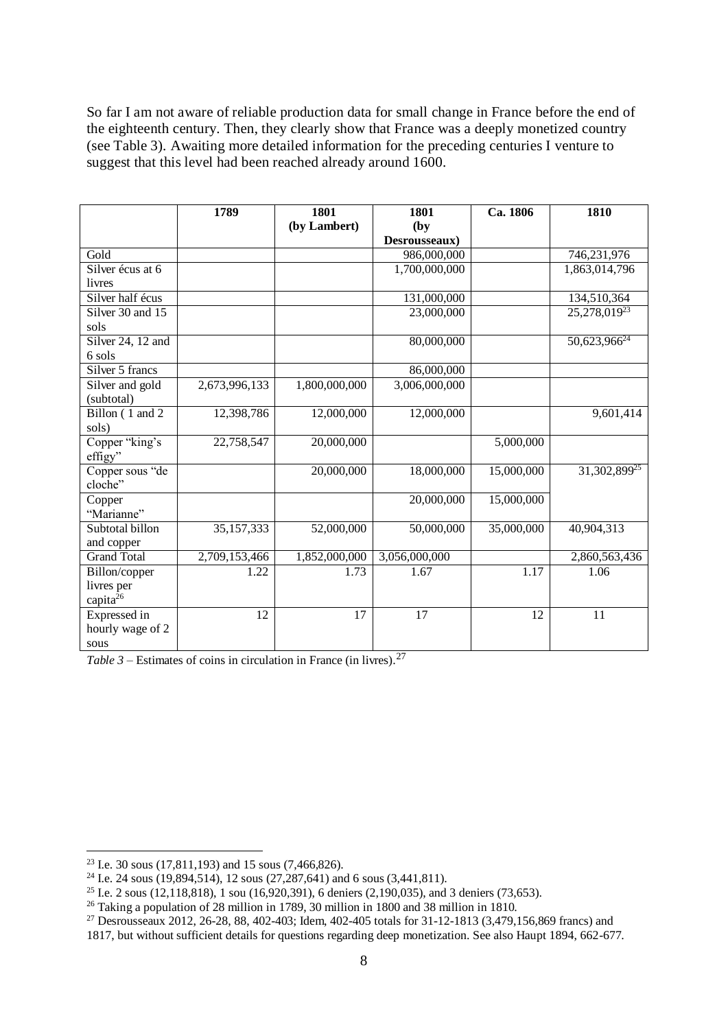So far I am not aware of reliable production data for small change in France before the end of the eighteenth century. Then, they clearly show that France was a deeply monetized country (see Table 3). Awaiting more detailed information for the preceding centuries I venture to suggest that this level had been reached already around 1600.

| | 1789 | 1801 (by Lambert) | 1801 (by Desrousseaux) | Ca. 1806 | 1810 |
|---|---|---|---|---|---|
| Gold | | | 986,000,000 | | 746,231,976 |
| Silver écus at 6 livres | | | 1,700,000,000 | | 1,863,014,796 |
| Silver half écus | | | 131,000,000 | | 134,510,364 |
| Silver 30 and 15 sols | | | 23,000,000 | | 25,278,019[23] |
| Silver 24, 12 and 6 sols | | | 80,000,000 | | 50,623,966[24] |
| Silver 5 francs | | | 86,000,000 | | |
| Silver and gold (subtotal) | 2,673,996,133 | 1,800,000,000 | 3,006,000,000 | | |
| Billon ( 1 and 2 sols) | 12,398,786 | 12,000,000 | 12,000,000 | | 9,601,414 |
| Copper "king's effigy" | 22,758,547 | 20,000,000 | | 5,000,000 | |
| Copper sous "de cloche" | | 20,000,000 | 18,000,000 | 15,000,000 | 31,302,899[25] |
| Copper "Marianne" | | | 20,000,000 | 15,000,000 | |
| Subtotal billon and copper | 35,157,333 | 52,000,000 | 50,000,000 | 35,000,000 | 40,904,313 |
| Grand Total | 2,709,153,466 | 1,852,000,000 | 3,056,000,000 | | 2,860,563,436 |
| Billon/copper livres per capita[26] | 1.22 | 1.73 | 1.67 | 1.17 | 1.06 |
| Expressed in hourly wage of 2 sous | 12 | 17 | 17 | 12 | 11 |

*Table 3* – Estimates of coins in circulation in France (in livres).[27]

[23] I.e. 30 sous (17,811,193) and 15 sous (7,466,826).

[24] I.e. 24 sous (19,894,514), 12 sous (27,287,641) and 6 sous (3,441,811).

[25] I.e. 2 sous (12,118,818), 1 sou (16,920,391), 6 deniers (2,190,035), and 3 deniers (73,653).

[26] Taking a population of 28 million in 1789, 30 million in 1800 and 38 million in 1810.

[27] Desrousseaux 2012, 26-28, 88, 402-403; Idem, 402-405 totals for 31-12-1813 (3,479,156,869 francs) and 1817, but without sufficient details for questions regarding deep monetization. See also Haupt 1894, 662-677.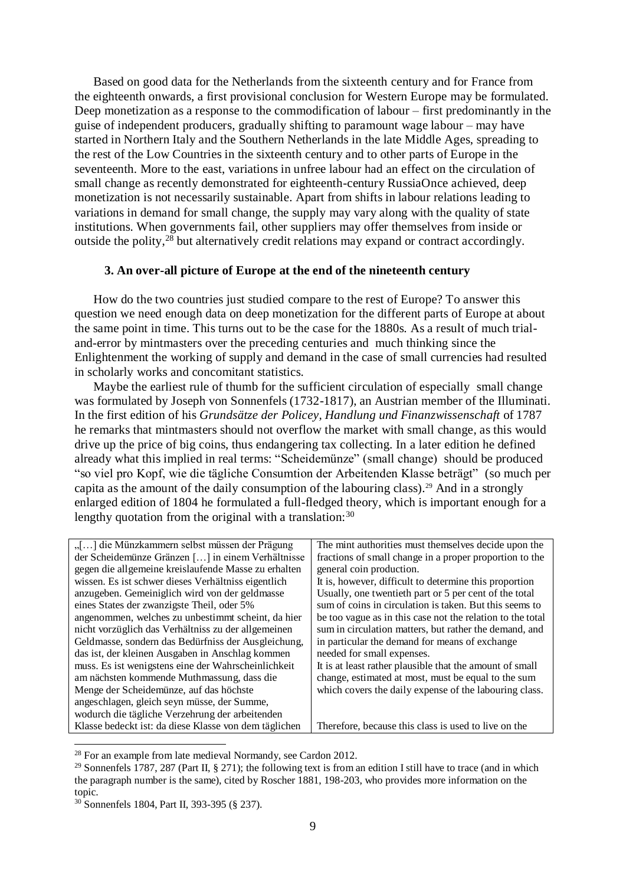Based on good data for the Netherlands from the sixteenth century and for France from the eighteenth onwards, a first provisional conclusion for Western Europe may be formulated. Deep monetization as a response to the commodification of labour – first predominantly in the guise of independent producers, gradually shifting to paramount wage labour – may have started in Northern Italy and the Southern Netherlands in the late Middle Ages, spreading to the rest of the Low Countries in the sixteenth century and to other parts of Europe in the seventeenth. More to the east, variations in unfree labour had an effect on the circulation of small change as recently demonstrated for eighteenth-century RussiaOnce achieved, deep monetization is not necessarily sustainable. Apart from shifts in labour relations leading to variations in demand for small change, the supply may vary along with the quality of state institutions. When governments fail, other suppliers may offer themselves from inside or outside the polity,[28] but alternatively credit relations may expand or contract accordingly.

### 3. An over-all picture of Europe at the end of the nineteenth century

How do the two countries just studied compare to the rest of Europe? To answer this question we need enough data on deep monetization for the different parts of Europe at about the same point in time. This turns out to be the case for the 1880s. As a result of much trial-and-error by mintmasters over the preceding centuries and much thinking since the Enlightenment the working of supply and demand in the case of small currencies had resulted in scholarly works and concomitant statistics.

Maybe the earliest rule of thumb for the sufficient circulation of especially small change was formulated by Joseph von Sonnenfels (1732-1817), an Austrian member of the Illuminati. In the first edition of his *Grundsätze der Policey, Handlung und Finanzwissenschaft* of 1787 he remarks that mintmasters should not overflow the market with small change, as this would drive up the price of big coins, thus endangering tax collecting. In a later edition he defined already what this implied in real terms: "Scheidemünze" (small change) should be produced "so viel pro Kopf, wie die tägliche Consumtion der Arbeitenden Klasse beträgt" (so much per capita as the amount of the daily consumption of the labouring class).[29] And in a strongly enlarged edition of 1804 he formulated a full-fledged theory, which is important enough for a lengthy quotation from the original with a translation:[30]

| | |
|---|---|
| „[…] die Münzkammern selbst müssen der Prägung der Scheidemünze Gränzen […] in einem Verhältnisse gegen die allgemeine kreislaufende Masse zu erhalten wissen. Es ist schwer dieses Verhältniss eigentlich anzugeben. Gemeiniglich wird von der geldmasse eines States der zwanzigste Theil, oder 5% angenommen, welches zu unbestimmt scheint, da hier nicht vorzüglich das Verhältniss zu der allgemeinen Geldmasse, sondern das Bedürfniss der Ausgleichung, das ist, der kleinen Ausgaben in Anschlag kommen muss. Es ist wenigstens eine der Wahrscheinlichkeit am nächsten kommende Muthmassung, dass die Menge der Scheidemünze, auf das höchste angeschlagen, gleich seyn müsse, der Summe, wodurch die tägliche Verzehrung der arbeitenden Klasse bedeckt ist: da diese Klasse von dem täglichen | The mint authorities must themselves decide upon the fractions of small change in a proper proportion to the general coin production. It is, however, difficult to determine this proportion Usually, one twentieth part or 5 per cent of the total sum of coins in circulation is taken. But this seems to be too vague as in this case not the relation to the total sum in circulation matters, but rather the demand, and in particular the demand for means of exchange needed for small expenses. It is at least rather plausible that the amount of small change, estimated at most, must be equal to the sum which covers the daily expense of the labouring class. Therefore, because this class is used to live on the |

[28] For an example from late medieval Normandy, see Cardon 2012.

[29] Sonnenfels 1787, 287 (Part II, § 271); the following text is from an edition I still have to trace (and in which the paragraph number is the same), cited by Roscher 1881, 198-203, who provides more information on the topic.

[30] Sonnenfels 1804, Part II, 393-395 (§ 237).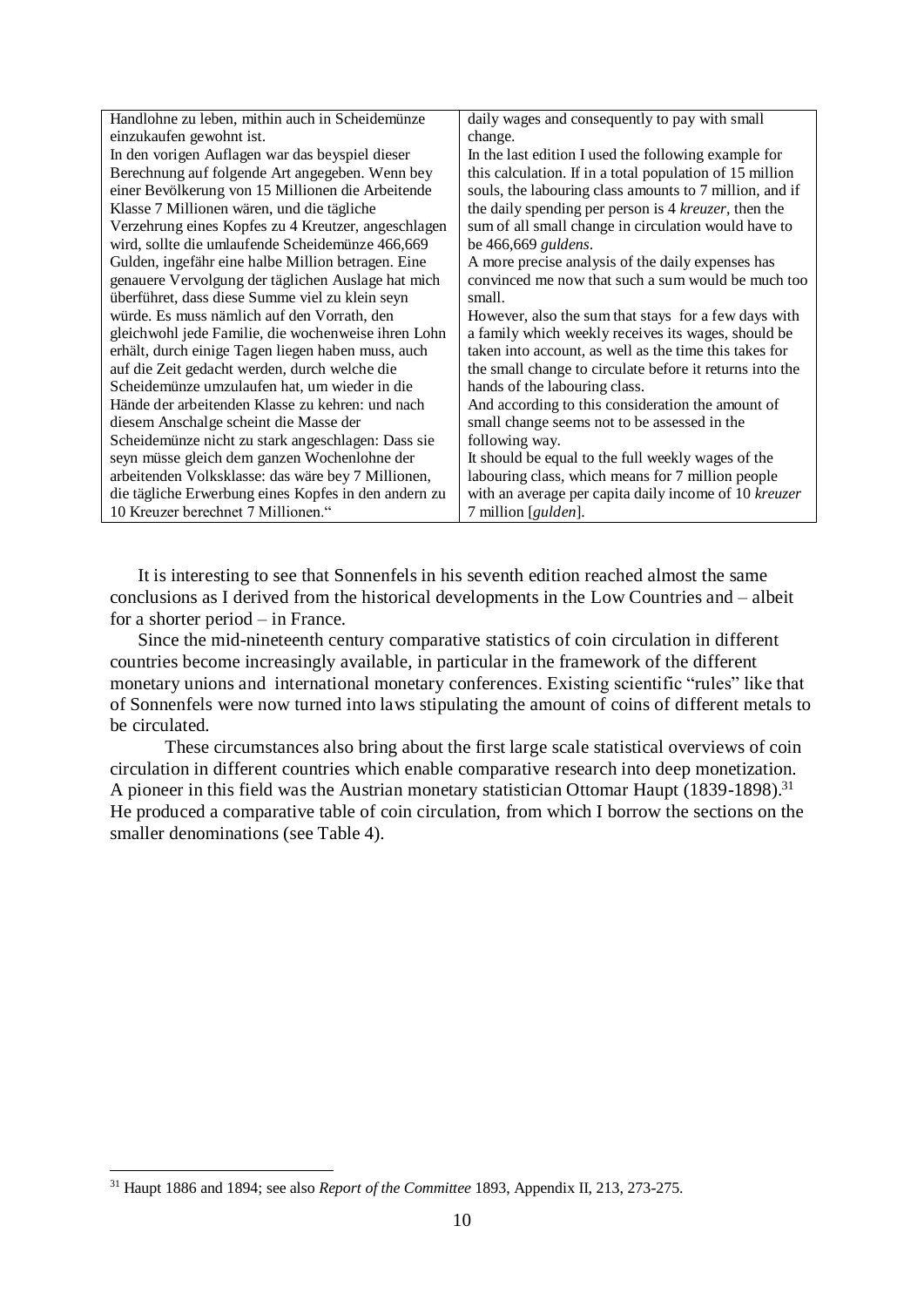| Handlohne zu leben, mithin auch in Scheidemünze einzukaufen gewohnt ist. | daily wages and consequently to pay with small change. |
| --- | --- |
| In den vorigen Auflagen war das beyspiel dieser Berechnung auf folgende Art angegeben. Wenn bey einer Bevölkerung von 15 Millionen die Arbeitende Klasse 7 Millionen wären, und die tägliche Verzehrung eines Kopfes zu 4 Kreutzer, angeschlagen wird, sollte die umlaufende Scheidemünze 466,669 Gulden, ingefähr eine halbe Million betragen. Eine genauere Vervolgung der täglichen Auslage hat mich überführet, dass diese Summe viel zu klein seyn würde. Es muss nämlich auf den Vorrath, den gleichwohl jede Familie, die wochenweise ihren Lohn erhält, durch einige Tagen liegen haben muss, auch auf die Zeit gedacht werden, durch welche die Scheidemünze umzulaufen hat, um wieder in die Hände der arbeitenden Klasse zu kehren: und nach diesem Anschalge scheint die Masse der Scheidemünze nicht zu stark angeschlagen: Dass sie seyn müsse gleich dem ganzen Wochenlohne der arbeitenden Volksklasse: das wäre bey 7 Millionen, die tägliche Erwerbung eines Kopfs in den andern zu 10 Kreuzer berechnet 7 Millionen." | In the last edition I used the following example for this calculation. If in a total population of 15 million souls, the labouring class amounts to 7 million, and if the daily spending per person is 4 *kreuzer*, then the sum of all small change in circulation would have to be 466,669 *guldens*. A more precise analysis of the daily expenses has convinced me now that such a sum would be much too small. However, also the sum that stays for a few days with a family which weekly receives its wages, should be taken into account, as well as the time this takes for the small change to circulate before it returns into the hands of the labouring class. And according to this consideration the amount of small change seems not to be assessed in the following way. It should be equal to the full weekly wages of the labouring class, which means for 7 million people with an average per capita daily income of 10 *kreuzer* 7 million [*gulden*]. |

It is interesting to see that Sonnenfels in his seventh edition reached almost the same conclusions as I derived from the historical developments in the Low Countries and – albeit for a shorter period – in France.

Since the mid-nineteenth century comparative statistics of coin circulation in different countries become increasingly available, in particular in the framework of the different monetary unions and international monetary conferences. Existing scientific "rules" like that of Sonnenfels were now turned into laws stipulating the amount of coins of different metals to be circulated.

These circumstances also bring about the first large scale statistical overviews of coin circulation in different countries which enable comparative research into deep monetization. A pioneer in this field was the Austrian monetary statistician Ottomar Haupt (1839-1898).[31] He produced a comparative table of coin circulation, from which I borrow the sections on the smaller denominations (see Table 4).

[31] Haupt 1886 and 1894; see also *Report of the Committee* 1893, Appendix II, 213, 273-275.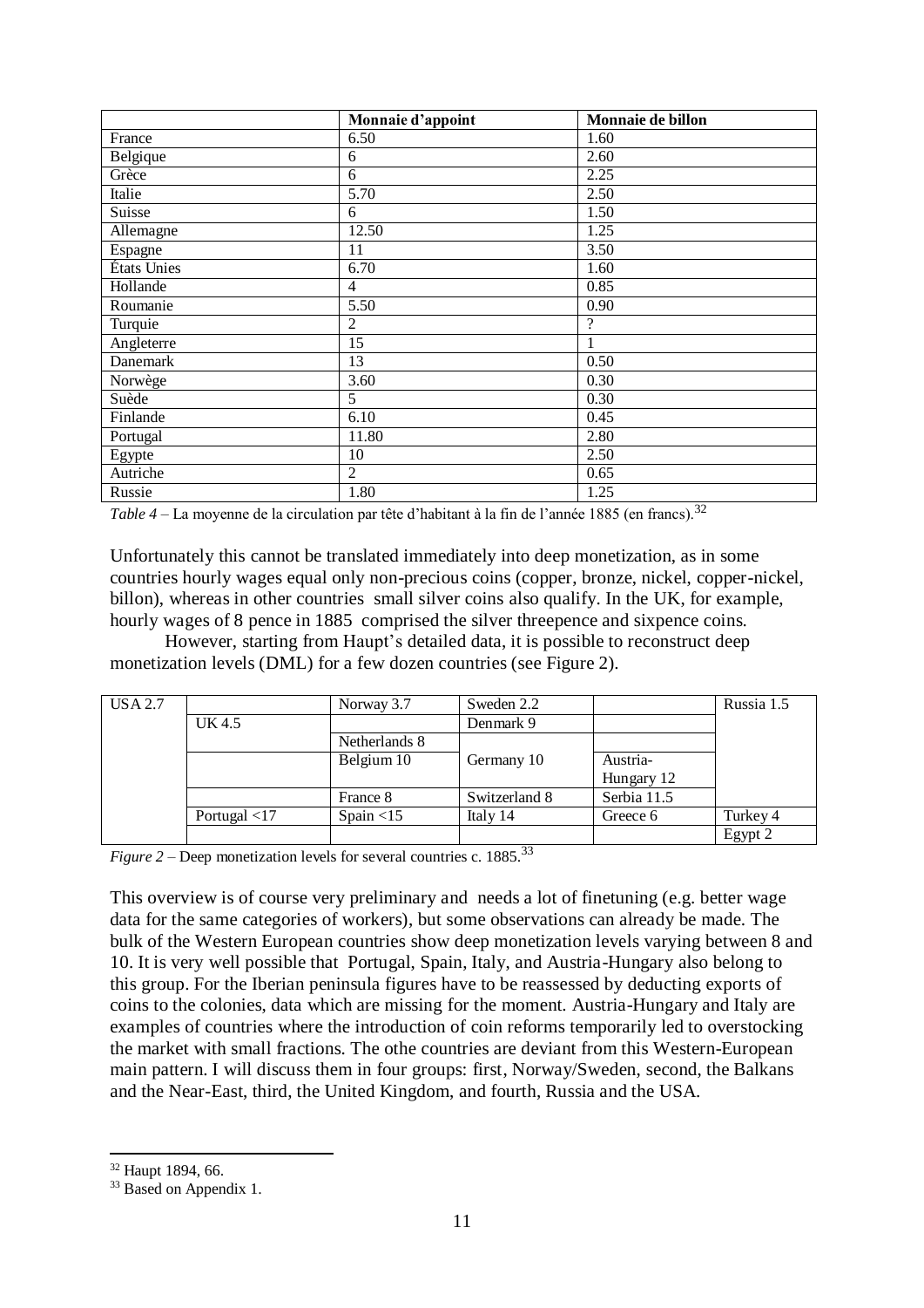| | Monnaie d'appoint | Monnaie de billon |
|---|---|---|
| France | 6.50 | 1.60 |
| Belgique | 6 | 2.60 |
| Grèce | 6 | 2.25 |
| Italie | 5.70 | 2.50 |
| Suisse | 6 | 1.50 |
| Allemagne | 12.50 | 1.25 |
| Espagne | 11 | 3.50 |
| États Unies | 6.70 | 1.60 |
| Hollande | 4 | 0.85 |
| Roumanie | 5.50 | 0.90 |
| Turquie | 2 | ? |
| Angleterre | 15 | 1 |
| Danemark | 13 | 0.50 |
| Norwège | 3.60 | 0.30 |
| Suède | 5 | 0.30 |
| Finlande | 6.10 | 0.45 |
| Portugal | 11.80 | 2.80 |
| Egypte | 10 | 2.50 |
| Autriche | 2 | 0.65 |
| Russie | 1.80 | 1.25 |

*Table 4* – La moyenne de la circulation par tête d'habitant à la fin de l'année 1885 (en francs).[32]

Unfortunately this cannot be translated immediately into deep monetization, as in some countries hourly wages equal only non-precious coins (copper, bronze, nickel, copper-nickel, billon), whereas in other countries small silver coins also qualify. In the UK, for example, hourly wages of 8 pence in 1885 comprised the silver threepence and sixpence coins.

However, starting from Haupt's detailed data, it is possible to reconstruct deep monetization levels (DML) for a few dozen countries (see Figure 2).

| USA 2.7 | | Norway 3.7 | Sweden 2.2 | | Russia 1.5 |
|---|---|---|---|---|---|
| | UK 4.5 | | Denmark 9 | | |
| | | Netherlands 8 | | | |
| | | Belgium 10 | Germany 10 | Austria-Hungary 12 | |
| | | France 8 | Switzerland 8 | Serbia 11.5 | |
| | Portugal <17 | Spain <15 | Italy 14 | Greece 6 | Turkey 4 |
| | | | | | Egypt 2 |

*Figure 2* – Deep monetization levels for several countries c. 1885.[33]

This overview is of course very preliminary and needs a lot of finetuning (e.g. better wage data for the same categories of workers), but some observations can already be made. The bulk of the Western European countries show deep monetization levels varying between 8 and 10. It is very well possible that Portugal, Spain, Italy, and Austria-Hungary also belong to this group. For the Iberian peninsula figures have to be reassessed by deducting exports of coins to the colonies, data which are missing for the moment. Austria-Hungary and Italy are examples of countries where the introduction of coin reforms temporarily led to overstocking the market with small fractions. The othe countries are deviant from this Western-European main pattern. I will discuss them in four groups: first, Norway/Sweden, second, the Balkans and the Near-East, third, the United Kingdom, and fourth, Russia and the USA.

[32] Haupt 1894, 66.

[33] Based on Appendix 1.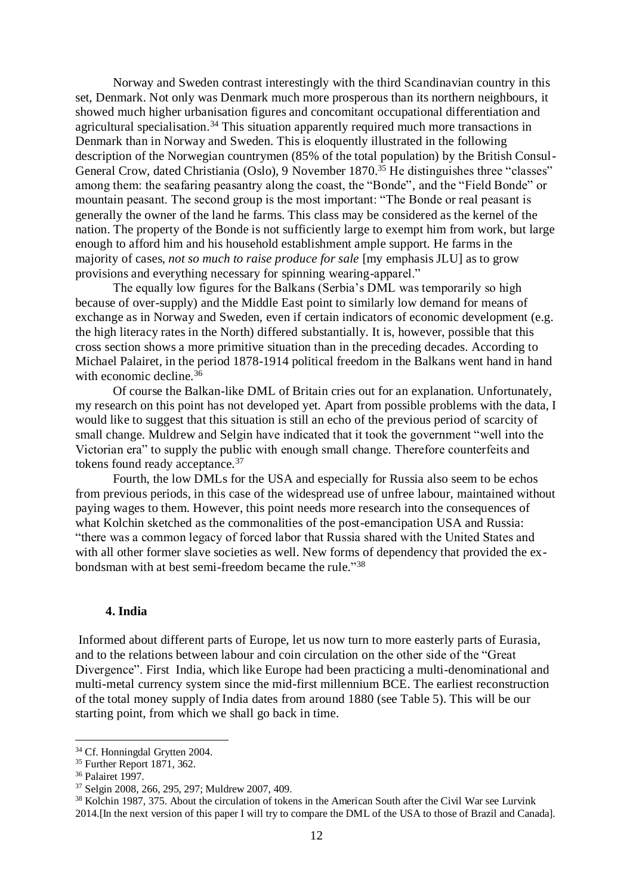Norway and Sweden contrast interestingly with the third Scandinavian country in this set, Denmark. Not only was Denmark much more prosperous than its northern neighbours, it showed much higher urbanisation figures and concomitant occupational differentiation and agricultural specialisation.[34] This situation apparently required much more transactions in Denmark than in Norway and Sweden. This is eloquently illustrated in the following description of the Norwegian countrymen (85% of the total population) by the British Consul-General Crow, dated Christiania (Oslo), 9 November 1870.[35] He distinguishes three "classes" among them: the seafaring peasantry along the coast, the "Bonde", and the "Field Bonde" or mountain peasant. The second group is the most important: "The Bonde or real peasant is generally the owner of the land he farms. This class may be considered as the kernel of the nation. The property of the Bonde is not sufficiently large to exempt him from work, but large enough to afford him and his household establishment ample support. He farms in the majority of cases, *not so much to raise produce for sale* [my emphasis JLU] as to grow provisions and everything necessary for spinning wearing-apparel."

The equally low figures for the Balkans (Serbia's DML was temporarily so high because of over-supply) and the Middle East point to similarly low demand for means of exchange as in Norway and Sweden, even if certain indicators of economic development (e.g. the high literacy rates in the North) differed substantially. It is, however, possible that this cross section shows a more primitive situation than in the preceding decades. According to Michael Palairet, in the period 1878-1914 political freedom in the Balkans went hand in hand with economic decline.[36]

Of course the Balkan-like DML of Britain cries out for an explanation. Unfortunately, my research on this point has not developed yet. Apart from possible problems with the data, I would like to suggest that this situation is still an echo of the previous period of scarcity of small change. Muldrew and Selgin have indicated that it took the government "well into the Victorian era" to supply the public with enough small change. Therefore counterfeits and tokens found ready acceptance.[37]

Fourth, the low DMLs for the USA and especially for Russia also seem to be echos from previous periods, in this case of the widespread use of unfree labour, maintained without paying wages to them. However, this point needs more research into the consequences of what Kolchin sketched as the commonalities of the post-emancipation USA and Russia: "there was a common legacy of forced labor that Russia shared with the United States and with all other former slave societies as well. New forms of dependency that provided the ex-bondsman with at best semi-freedom became the rule."[38]

## 4. India

Informed about different parts of Europe, let us now turn to more easterly parts of Eurasia, and to the relations between labour and coin circulation on the other side of the "Great Divergence". First India, which like Europe had been practicing a multi-denominational and multi-metal currency system since the mid-first millennium BCE. The earliest reconstruction of the total money supply of India dates from around 1880 (see Table 5). This will be our starting point, from which we shall go back in time.

---

[34] Cf. Honningdal Grytten 2004.

[35] Further Report 1871, 362.

[36] Palairet 1997.

[37] Selgin 2008, 266, 295, 297; Muldrew 2007, 409.

[38] Kolchin 1987, 375. About the circulation of tokens in the American South after the Civil War see Lurvink 2014.[In the next version of this paper I will try to compare the DML of the USA to those of Brazil and Canada].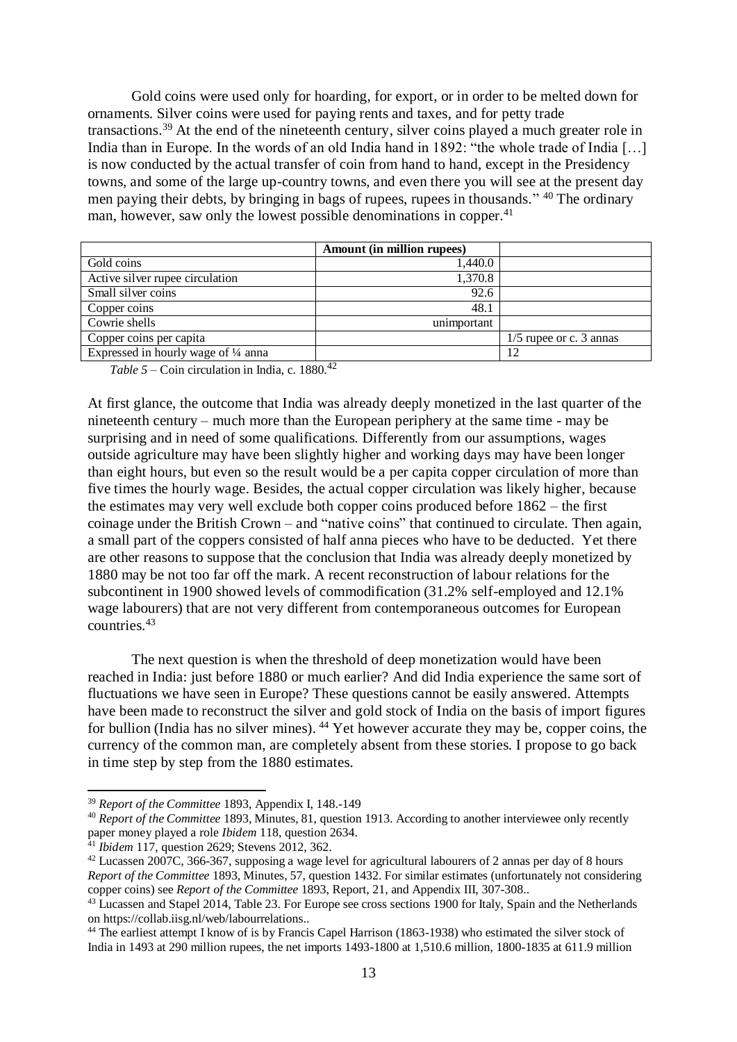Gold coins were used only for hoarding, for export, or in order to be melted down for ornaments. Silver coins were used for paying rents and taxes, and for petty trade transactions.[39] At the end of the nineteenth century, silver coins played a much greater role in India than in Europe. In the words of an old India hand in 1892: "the whole trade of India […] is now conducted by the actual transfer of coin from hand to hand, except in the Presidency towns, and some of the large up-country towns, and even there you will see at the present day men paying their debts, by bringing in bags of rupees, rupees in thousands." [40] The ordinary man, however, saw only the lowest possible denominations in copper.[41]

| | Amount (in million rupees) | |
|---|---|---|
| Gold coins | 1,440.0 | |
| Active silver rupee circulation | 1,370.8 | |
| Small silver coins | 92.6 | |
| Copper coins | 48.1 | |
| Cowrie shells | unimportant | |
| Copper coins per capita | | 1/5 rupee or c. 3 annas |
| Expressed in hourly wage of ¼ anna | | 12 |

*Table 5* – Coin circulation in India, c. 1880.[42]

At first glance, the outcome that India was already deeply monetized in the last quarter of the nineteenth century – much more than the European periphery at the same time - may be surprising and in need of some qualifications. Differently from our assumptions, wages outside agriculture may have been slightly higher and working days may have been longer than eight hours, but even so the result would be a per capita copper circulation of more than five times the hourly wage. Besides, the actual copper circulation was likely higher, because the estimates may very well exclude both copper coins produced before 1862 – the first coinage under the British Crown – and "native coins" that continued to circulate. Then again, a small part of the coppers consisted of half anna pieces who have to be deducted. Yet there are other reasons to suppose that the conclusion that India was already deeply monetized by 1880 may be not too far off the mark. A recent reconstruction of labour relations for the subcontinent in 1900 showed levels of commodification (31.2% self-employed and 12.1% wage labourers) that are not very different from contemporaneous outcomes for European countries.[43]

The next question is when the threshold of deep monetization would have been reached in India: just before 1880 or much earlier? And did India experience the same sort of fluctuations we have seen in Europe? These questions cannot be easily answered. Attempts have been made to reconstruct the silver and gold stock of India on the basis of import figures for bullion (India has no silver mines). [44] Yet however accurate they may be, copper coins, the currency of the common man, are completely absent from these stories. I propose to go back in time step by step from the 1880 estimates.

---

[39] *Report of the Committee* 1893, Appendix I, 148.-149

[40] *Report of the Committee* 1893, Minutes, 81, question 1913. According to another interviewee only recently paper money played a role *Ibidem* 118, question 2634.

[41] *Ibidem* 117, question 2629; Stevens 2012, 362.

[42] Lucassen 2007C, 366-367, supposing a wage level for agricultural labourers of 2 annas per day of 8 hours *Report of the Committee* 1893, Minutes, 57, question 1432. For similar estimates (unfortunately not considering copper coins) see *Report of the Committee* 1893, Report, 21, and Appendix III, 307-308..

[43] Lucassen and Stapel 2014, Table 23. For Europe see cross sections 1900 for Italy, Spain and the Netherlands on https://collab.iisg.nl/web/labourrelations..

[44] The earliest attempt I know of is by Francis Capel Harrison (1863-1938) who estimated the silver stock of India in 1493 at 290 million rupees, the net imports 1493-1800 at 1,510.6 million, 1800-1835 at 611.9 million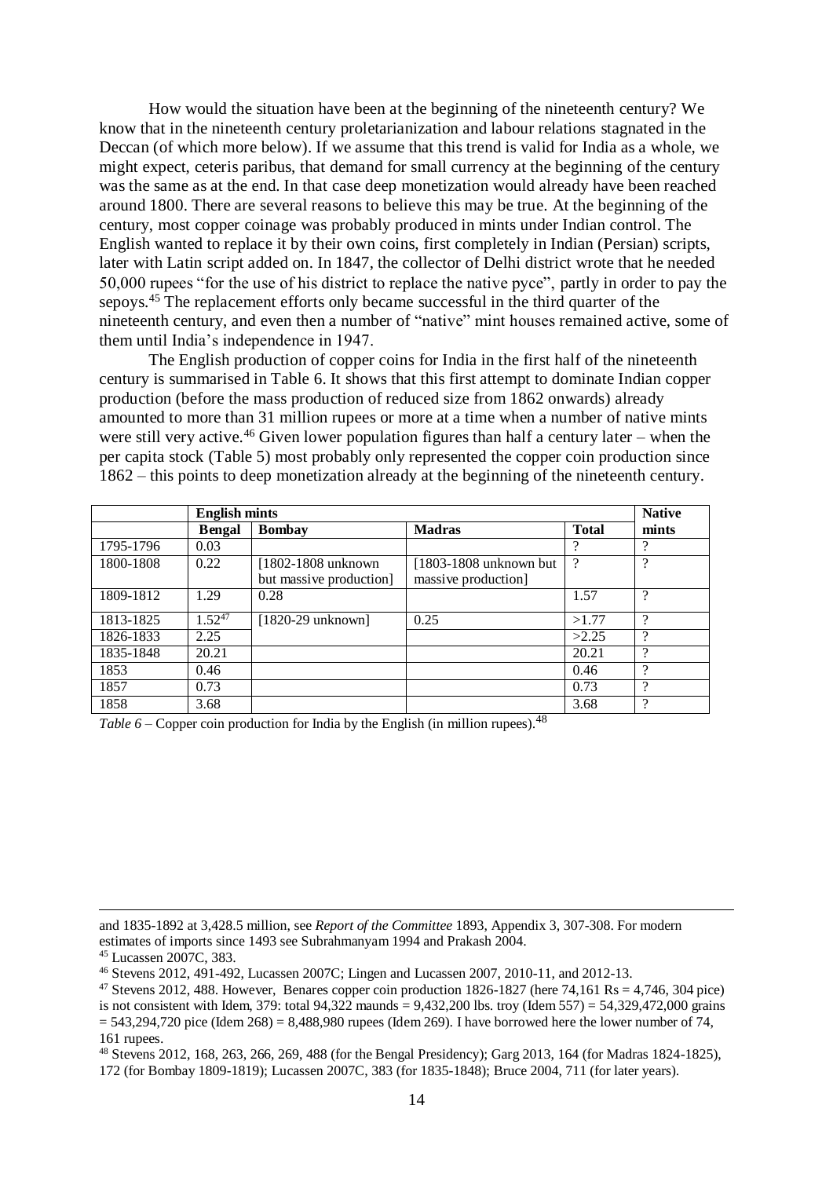How would the situation have been at the beginning of the nineteenth century? We know that in the nineteenth century proletarianization and labour relations stagnated in the Deccan (of which more below). If we assume that this trend is valid for India as a whole, we might expect, ceteris paribus, that demand for small currency at the beginning of the century was the same as at the end. In that case deep monetization would already have been reached around 1800. There are several reasons to believe this may be true. At the beginning of the century, most copper coinage was probably produced in mints under Indian control. The English wanted to replace it by their own coins, first completely in Indian (Persian) scripts, later with Latin script added on. In 1847, the collector of Delhi district wrote that he needed 50,000 rupees "for the use of his district to replace the native pyce", partly in order to pay the sepoys.[45] The replacement efforts only became successful in the third quarter of the nineteenth century, and even then a number of "native" mint houses remained active, some of them until India's independence in 1947.

The English production of copper coins for India in the first half of the nineteenth century is summarised in Table 6. It shows that this first attempt to dominate Indian copper production (before the mass production of reduced size from 1862 onwards) already amounted to more than 31 million rupees or more at a time when a number of native mints were still very active.[46] Given lower population figures than half a century later – when the per capita stock (Table 5) most probably only represented the copper coin production since 1862 – this points to deep monetization already at the beginning of the nineteenth century.

| | English mints | | | | Native |
|---|---|---|---|---|---|
| | Bengal | Bombay | Madras | Total | mints |
| 1795-1796 | 0.03 | | | ? | ? |
| 1800-1808 | 0.22 | [1802-1808 unknown but massive production] | [1803-1808 unknown but massive production] | ? | ? |
| 1809-1812 | 1.29 | 0.28 | | 1.57 | ? |
| 1813-1825 | 1.52[47] | [1820-29 unknown] | 0.25 | >1.77 | ? |
| 1826-1833 | 2.25 | | | >2.25 | ? |
| 1835-1848 | 20.21 | | | 20.21 | ? |
| 1853 | 0.46 | | | 0.46 | ? |
| 1857 | 0.73 | | | 0.73 | ? |
| 1858 | 3.68 | | | 3.68 | ? |

*Table 6* – Copper coin production for India by the English (in million rupees).[48]

---

and 1835-1892 at 3,428.5 million, see *Report of the Committee* 1893, Appendix 3, 307-308. For modern estimates of imports since 1493 see Subrahmanyam 1994 and Prakash 2004.

[45] Lucassen 2007C, 383.

[46] Stevens 2012, 491-492, Lucassen 2007C; Lingen and Lucassen 2007, 2010-11, and 2012-13.

[47] Stevens 2012, 488. However, Benares copper coin production 1826-1827 (here 74,161 Rs = 4,746, 304 pice) is not consistent with Idem, 379: total 94,322 maunds = 9,432,200 lbs. troy (Idem 557) = 54,329,472,000 grains = 543,294,720 pice (Idem 268) = 8,488,980 rupees (Idem 269). I have borrowed here the lower number of 74, 161 rupees.

[48] Stevens 2012, 168, 263, 266, 269, 488 (for the Bengal Presidency); Garg 2013, 164 (for Madras 1824-1825), 172 (for Bombay 1809-1819); Lucassen 2007C, 383 (for 1835-1848); Bruce 2004, 711 (for later years).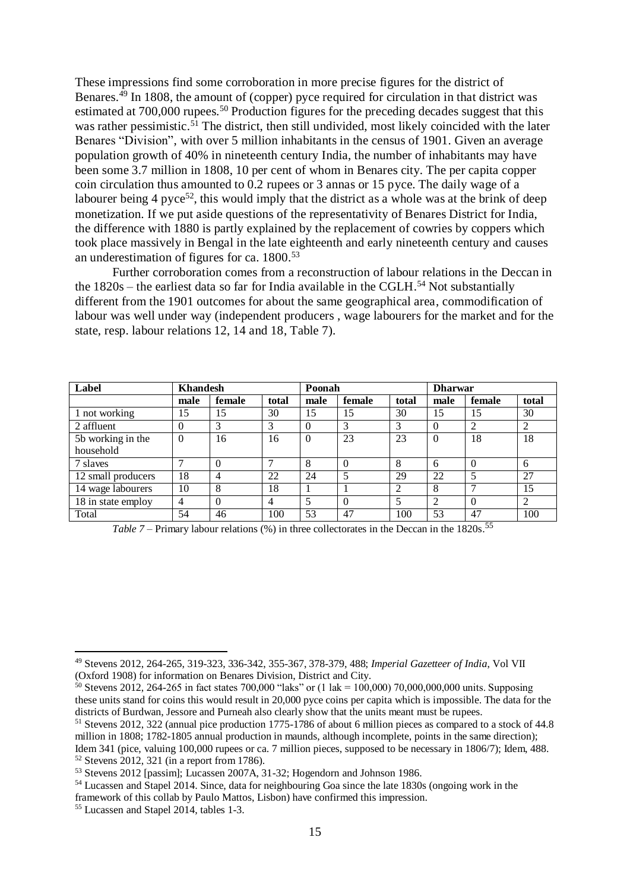These impressions find some corroboration in more precise figures for the district of Benares.[49] In 1808, the amount of (copper) pyce required for circulation in that district was estimated at 700,000 rupees.[50] Production figures for the preceding decades suggest that this was rather pessimistic.[51] The district, then still undivided, most likely coincided with the later Benares "Division", with over 5 million inhabitants in the census of 1901. Given an average population growth of 40% in nineteenth century India, the number of inhabitants may have been some 3.7 million in 1808, 10 per cent of whom in Benares city. The per capita copper coin circulation thus amounted to 0.2 rupees or 3 annas or 15 pyce. The daily wage of a labourer being 4 pyce[52], this would imply that the district as a whole was at the brink of deep monetization. If we put aside questions of the representativity of Benares District for India, the difference with 1880 is partly explained by the replacement of cowries by coppers which took place massively in Bengal in the late eighteenth and early nineteenth century and causes an underestimation of figures for ca. 1800.[53]

Further corroboration comes from a reconstruction of labour relations in the Deccan in the 1820s – the earliest data so far for India available in the CGLH.[54] Not substantially different from the 1901 outcomes for about the same geographical area, commodification of labour was well under way (independent producers , wage labourers for the market and for the state, resp. labour relations 12, 14 and 18, Table 7).

| Label | Khandesh | | | Poonah | | | Dharwar | | |
|---|---|---|---|---|---|---|---|---|---|
| | male | female | total | male | female | total | male | female | total |
| 1 not working | 15 | 15 | 30 | 15 | 15 | 30 | 15 | 15 | 30 |
| 2 affluent | 0 | 3 | 3 | 0 | 3 | 3 | 0 | 2 | 2 |
| 5b working in the household | 0 | 16 | 16 | 0 | 23 | 23 | 0 | 18 | 18 |
| 7 slaves | 7 | 0 | 7 | 8 | 0 | 8 | 6 | 0 | 6 |
| 12 small producers | 18 | 4 | 22 | 24 | 5 | 29 | 22 | 5 | 27 |
| 14 wage labourers | 10 | 8 | 18 | 1 | 1 | 2 | 8 | 7 | 15 |
| 18 in state employ | 4 | 0 | 4 | 5 | 0 | 5 | 2 | 0 | 2 |
| Total | 54 | 46 | 100 | 53 | 47 | 100 | 53 | 47 | 100 |

*Table 7* – Primary labour relations (%) in three collectorates in the Deccan in the 1820s.[55]

---

[49] Stevens 2012, 264-265, 319-323, 336-342, 355-367, 378-379, 488; *Imperial Gazetteer of India*, Vol VII (Oxford 1908) for information on Benares Division, District and City.

[50] Stevens 2012, 264-265 in fact states 700,000 "laks" or (1 lak = 100,000) 70,000,000,000 units. Supposing these units stand for coins this would result in 20,000 pyce coins per capita which is impossible. The data for the districts of Burdwan, Jessore and Purneah also clearly show that the units meant must be rupees.

[51] Stevens 2012, 322 (annual pice production 1775-1786 of about 6 million pieces as compared to a stock of 44.8 million in 1808; 1782-1805 annual production in maunds, although incomplete, points in the same direction); Idem 341 (pice, valuing 100,000 rupees or ca. 7 million pieces, supposed to be necessary in 1806/7); Idem, 488.

[52] Stevens 2012, 321 (in a report from 1786).

[53] Stevens 2012 [passim]; Lucassen 2007A, 31-32; Hogendorn and Johnson 1986.

[54] Lucassen and Stapel 2014. Since, data for neighbouring Goa since the late 1830s (ongoing work in the framework of this collab by Paulo Mattos, Lisbon) have confirmed this impression.

[55] Lucassen and Stapel 2014, tables 1-3.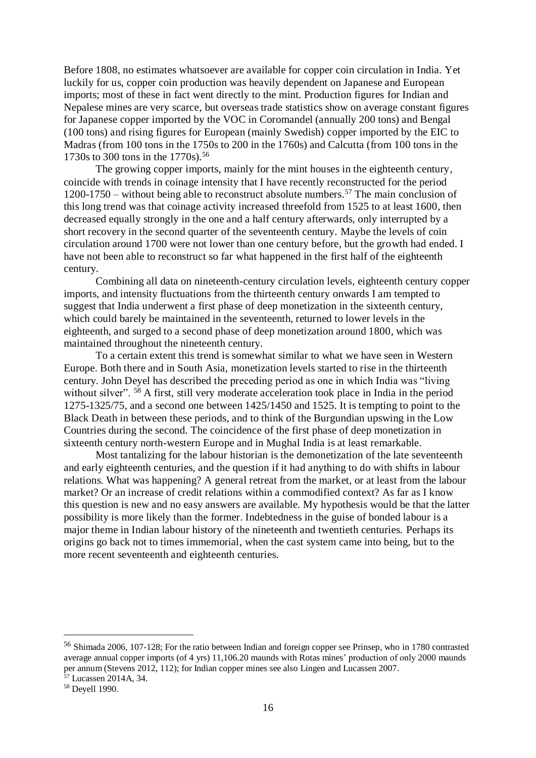Before 1808, no estimates whatsoever are available for copper coin circulation in India. Yet luckily for us, copper coin production was heavily dependent on Japanese and European imports; most of these in fact went directly to the mint. Production figures for Indian and Nepalese mines are very scarce, but overseas trade statistics show on average constant figures for Japanese copper imported by the VOC in Coromandel (annually 200 tons) and Bengal (100 tons) and rising figures for European (mainly Swedish) copper imported by the EIC to Madras (from 100 tons in the 1750s to 200 in the 1760s) and Calcutta (from 100 tons in the 1730s to 300 tons in the 1770s).[56]

The growing copper imports, mainly for the mint houses in the eighteenth century, coincide with trends in coinage intensity that I have recently reconstructed for the period 1200-1750 – without being able to reconstruct absolute numbers.[57] The main conclusion of this long trend was that coinage activity increased threefold from 1525 to at least 1600, then decreased equally strongly in the one and a half century afterwards, only interrupted by a short recovery in the second quarter of the seventeenth century. Maybe the levels of coin circulation around 1700 were not lower than one century before, but the growth had ended. I have not been able to reconstruct so far what happened in the first half of the eighteenth century.

Combining all data on nineteenth-century circulation levels, eighteenth century copper imports, and intensity fluctuations from the thirteenth century onwards I am tempted to suggest that India underwent a first phase of deep monetization in the sixteenth century, which could barely be maintained in the seventeenth, returned to lower levels in the eighteenth, and surged to a second phase of deep monetization around 1800, which was maintained throughout the nineteenth century.

To a certain extent this trend is somewhat similar to what we have seen in Western Europe. Both there and in South Asia, monetization levels started to rise in the thirteenth century. John Deyel has described the preceding period as one in which India was "living without silver". [58] A first, still very moderate acceleration took place in India in the period 1275-1325/75, and a second one between 1425/1450 and 1525. It is tempting to point to the Black Death in between these periods, and to think of the Burgundian upswing in the Low Countries during the second. The coincidence of the first phase of deep monetization in sixteenth century north-western Europe and in Mughal India is at least remarkable.

Most tantalizing for the labour historian is the demonetization of the late seventeenth and early eighteenth centuries, and the question if it had anything to do with shifts in labour relations. What was happening? A general retreat from the market, or at least from the labour market? Or an increase of credit relations within a commodified context? As far as I know this question is new and no easy answers are available. My hypothesis would be that the latter possibility is more likely than the former. Indebtedness in the guise of bonded labour is a major theme in Indian labour history of the nineteenth and twentieth centuries. Perhaps its origins go back not to times immemorial, when the cast system came into being, but to the more recent seventeenth and eighteenth centuries.

---

[56] Shimada 2006, 107-128; For the ratio between Indian and foreign copper see Prinsep, who in 1780 contrasted average annual copper imports (of 4 yrs) 11,106.20 maunds with Rotas mines' production of only 2000 maunds per annum (Stevens 2012, 112); for Indian copper mines see also Lingen and Lucassen 2007.

[57] Lucassen 2014A, 34.

[58] Deyell 1990.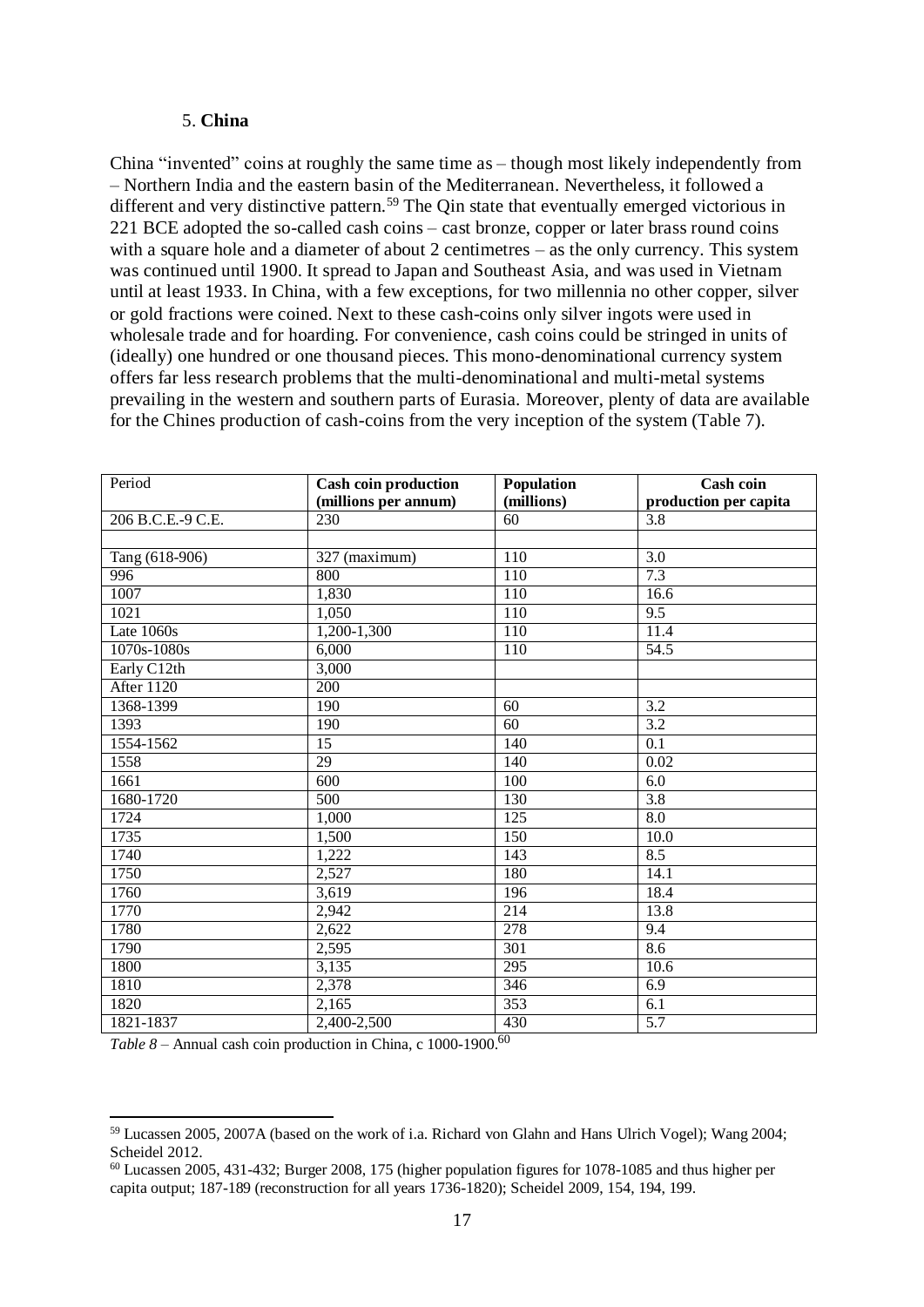5. **China**

China "invented" coins at roughly the same time as – though most likely independently from – Northern India and the eastern basin of the Mediterranean. Nevertheless, it followed a different and very distinctive pattern.[59] The Qin state that eventually emerged victorious in 221 BCE adopted the so-called cash coins – cast bronze, copper or later brass round coins with a square hole and a diameter of about 2 centimetres – as the only currency. This system was continued until 1900. It spread to Japan and Southeast Asia, and was used in Vietnam until at least 1933. In China, with a few exceptions, for two millennia no other copper, silver or gold fractions were coined. Next to these cash-coins only silver ingots were used in wholesale trade and for hoarding. For convenience, cash coins could be stringed in units of (ideally) one hundred or one thousand pieces. This mono-denominational currency system offers far less research problems that the multi-denominational and multi-metal systems prevailing in the western and southern parts of Eurasia. Moreover, plenty of data are available for the Chines production of cash-coins from the very inception of the system (Table 7).

| Period | **Cash coin production (millions per annum)** | **Population (millions)** | **Cash coin production per capita** |
|---|---|---|---|
| 206 B.C.E.-9 C.E. | 230 | 60 | 3.8 |
| | | | |
| Tang (618-906) | 327 (maximum) | 110 | 3.0 |
| 996 | 800 | 110 | 7.3 |
| 1007 | 1,830 | 110 | 16.6 |
| 1021 | 1,050 | 110 | 9.5 |
| Late 1060s | 1,200-1,300 | 110 | 11.4 |
| 1070s-1080s | 6,000 | 110 | 54.5 |
| Early C12th | 3,000 | | |
| After 1120 | 200 | | |
| 1368-1399 | 190 | 60 | 3.2 |
| 1393 | 190 | 60 | 3.2 |
| 1554-1562 | 15 | 140 | 0.1 |
| 1558 | 29 | 140 | 0.02 |
| 1661 | 600 | 100 | 6.0 |
| 1680-1720 | 500 | 130 | 3.8 |
| 1724 | 1,000 | 125 | 8.0 |
| 1735 | 1,500 | 150 | 10.0 |
| 1740 | 1,222 | 143 | 8.5 |
| 1750 | 2,527 | 180 | 14.1 |
| 1760 | 3,619 | 196 | 18.4 |
| 1770 | 2,942 | 214 | 13.8 |
| 1780 | 2,622 | 278 | 9.4 |
| 1790 | 2,595 | 301 | 8.6 |
| 1800 | 3,135 | 295 | 10.6 |
| 1810 | 2,378 | 346 | 6.9 |
| 1820 | 2,165 | 353 | 6.1 |
| 1821-1837 | 2,400-2,500 | 430 | 5.7 |

*Table 8* – Annual cash coin production in China, c 1000-1900.[60]

[59] Lucassen 2005, 2007A (based on the work of i.a. Richard von Glahn and Hans Ulrich Vogel); Wang 2004; Scheidel 2012.

[60] Lucassen 2005, 431-432; Burger 2008, 175 (higher population figures for 1078-1085 and thus higher per capita output; 187-189 (reconstruction for all years 1736-1820); Scheidel 2009, 154, 194, 199.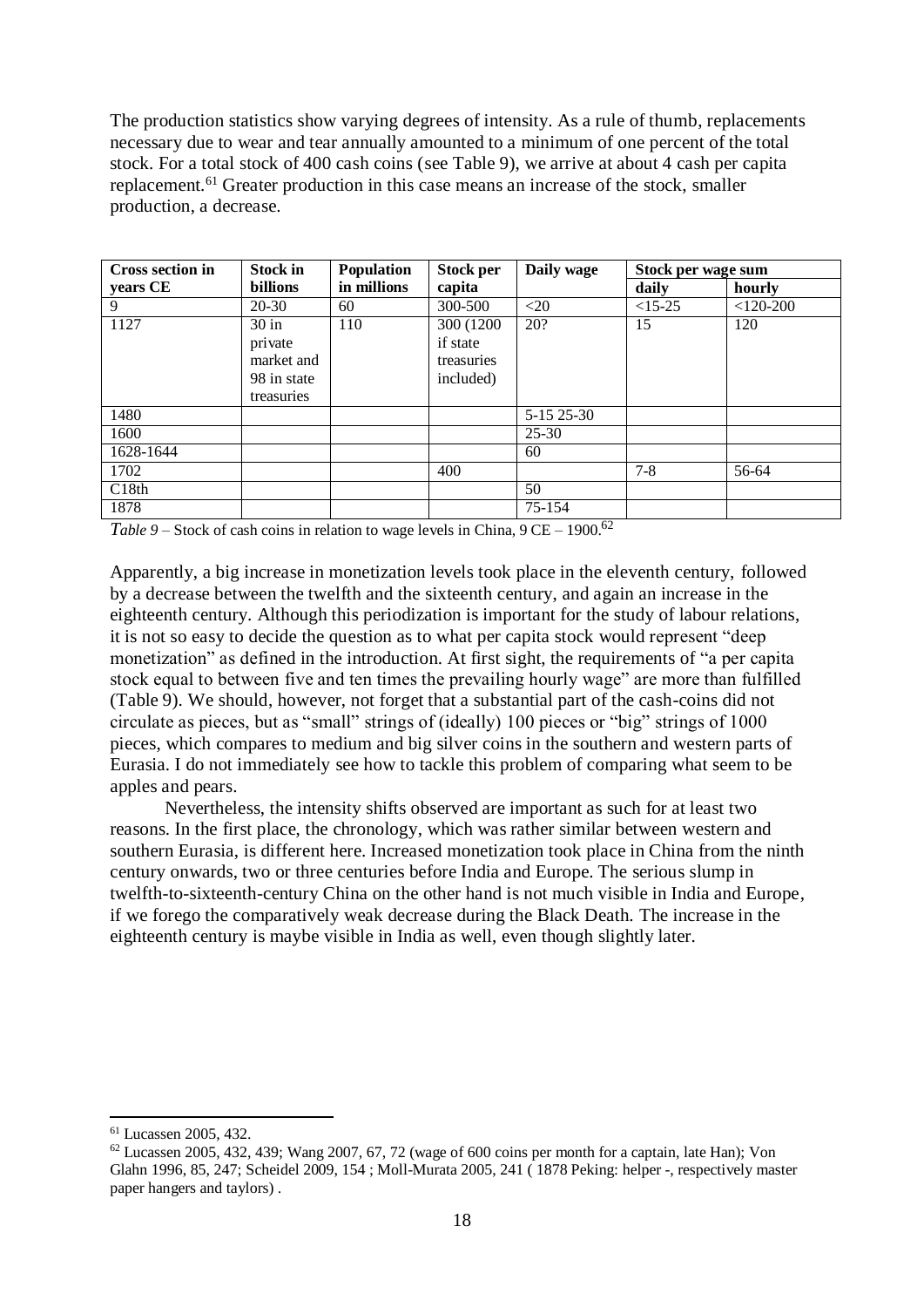The production statistics show varying degrees of intensity. As a rule of thumb, replacements necessary due to wear and tear annually amounted to a minimum of one percent of the total stock. For a total stock of 400 cash coins (see Table 9), we arrive at about 4 cash per capita replacement.[61] Greater production in this case means an increase of the stock, smaller production, a decrease.

| Cross section in years CE | Stock in billions | Population in millions | Stock per capita | Daily wage | Stock per wage sum | |
|---|---|---|---|---|---|---|
| | | | | | daily | hourly |
| 9 | 20-30 | 60 | 300-500 | <20 | <15-25 | <120-200 |
| 1127 | 30 in private market and 98 in state treasuries | 110 | 300 (1200 if state treasuries included) | 20? | 15 | 120 |
| 1480 | | | | 5-15 25-30 | | |
| 1600 | | | | 25-30 | | |
| 1628-1644 | | | | 60 | | |
| 1702 | | | 400 | | 7-8 | 56-64 |
| C18th | | | | 50 | | |
| 1878 | | | | 75-154 | | |

*Table 9* – Stock of cash coins in relation to wage levels in China, 9 CE – 1900.[62]

Apparently, a big increase in monetization levels took place in the eleventh century, followed by a decrease between the twelfth and the sixteenth century, and again an increase in the eighteenth century. Although this periodization is important for the study of labour relations, it is not so easy to decide the question as to what per capita stock would represent "deep monetization" as defined in the introduction. At first sight, the requirements of "a per capita stock equal to between five and ten times the prevailing hourly wage" are more than fulfilled (Table 9). We should, however, not forget that a substantial part of the cash-coins did not circulate as pieces, but as "small" strings of (ideally) 100 pieces or "big" strings of 1000 pieces, which compares to medium and big silver coins in the southern and western parts of Eurasia. I do not immediately see how to tackle this problem of comparing what seem to be apples and pears.

Nevertheless, the intensity shifts observed are important as such for at least two reasons. In the first place, the chronology, which was rather similar between western and southern Eurasia, is different here. Increased monetization took place in China from the ninth century onwards, two or three centuries before India and Europe. The serious slump in twelfth-to-sixteenth-century China on the other hand is not much visible in India and Europe, if we forego the comparatively weak decrease during the Black Death. The increase in the eighteenth century is maybe visible in India as well, even though slightly later.

---

[61] Lucassen 2005, 432.

[62] Lucassen 2005, 432, 439; Wang 2007, 67, 72 (wage of 600 coins per month for a captain, late Han); Von Glahn 1996, 85, 247; Scheidel 2009, 154 ; Moll-Murata 2005, 241 ( 1878 Peking: helper -, respectively master paper hangers and taylors) .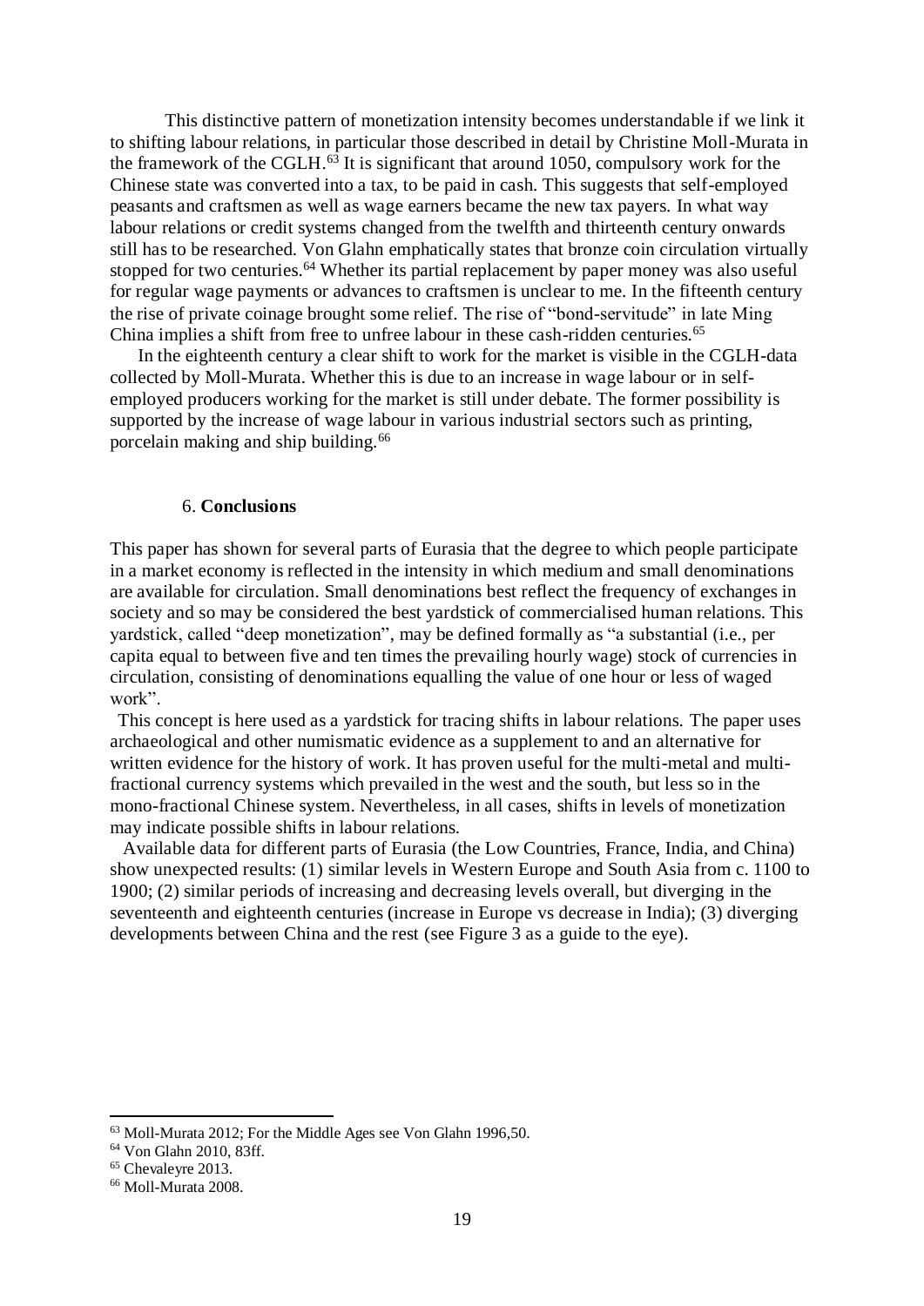This distinctive pattern of monetization intensity becomes understandable if we link it to shifting labour relations, in particular those described in detail by Christine Moll-Murata in the framework of the CGLH.[63] It is significant that around 1050, compulsory work for the Chinese state was converted into a tax, to be paid in cash. This suggests that self-employed peasants and craftsmen as well as wage earners became the new tax payers. In what way labour relations or credit systems changed from the twelfth and thirteenth century onwards still has to be researched. Von Glahn emphatically states that bronze coin circulation virtually stopped for two centuries.[64] Whether its partial replacement by paper money was also useful for regular wage payments or advances to craftsmen is unclear to me. In the fifteenth century the rise of private coinage brought some relief. The rise of "bond-servitude" in late Ming China implies a shift from free to unfree labour in these cash-ridden centuries.[65]

In the eighteenth century a clear shift to work for the market is visible in the CGLH-data collected by Moll-Murata. Whether this is due to an increase in wage labour or in self-employed producers working for the market is still under debate. The former possibility is supported by the increase of wage labour in various industrial sectors such as printing, porcelain making and ship building.[66]

## 6. Conclusions

This paper has shown for several parts of Eurasia that the degree to which people participate in a market economy is reflected in the intensity in which medium and small denominations are available for circulation. Small denominations best reflect the frequency of exchanges in society and so may be considered the best yardstick of commercialised human relations. This yardstick, called "deep monetization", may be defined formally as "a substantial (i.e., per capita equal to between five and ten times the prevailing hourly wage) stock of currencies in circulation, consisting of denominations equalling the value of one hour or less of waged work".

This concept is here used as a yardstick for tracing shifts in labour relations. The paper uses archaeological and other numismatic evidence as a supplement to and an alternative for written evidence for the history of work. It has proven useful for the multi-metal and multi-fractional currency systems which prevailed in the west and the south, but less so in the mono-fractional Chinese system. Nevertheless, in all cases, shifts in levels of monetization may indicate possible shifts in labour relations.

Available data for different parts of Eurasia (the Low Countries, France, India, and China) show unexpected results: (1) similar levels in Western Europe and South Asia from c. 1100 to 1900; (2) similar periods of increasing and decreasing levels overall, but diverging in the seventeenth and eighteenth centuries (increase in Europe vs decrease in India); (3) diverging developments between China and the rest (see Figure 3 as a guide to the eye).

---

[63] Moll-Murata 2012; For the Middle Ages see Von Glahn 1996,50.

[64] Von Glahn 2010, 83ff.

[65] Chevaleyre 2013.

[66] Moll-Murata 2008.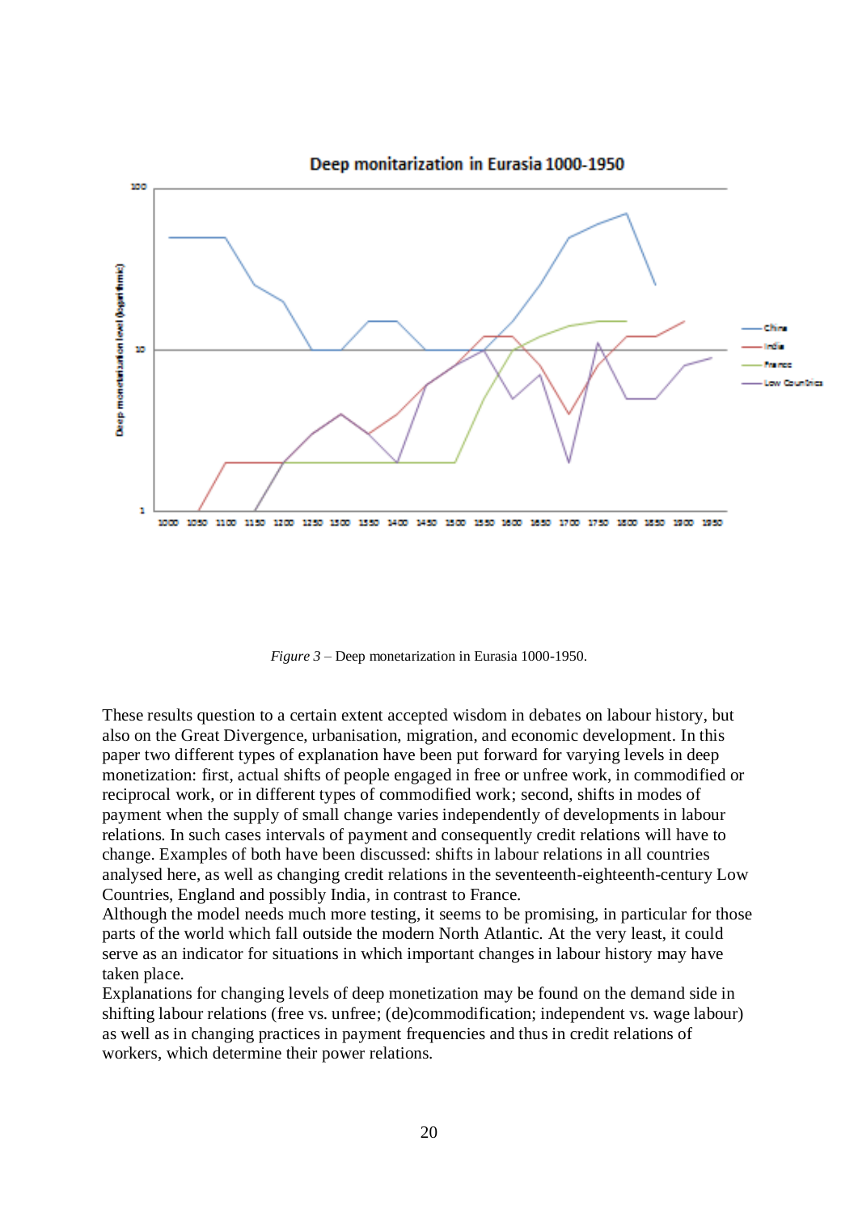Figure 3 – Deep monetarization in Eurasia 1000-1950.

These results question to a certain extent accepted wisdom in debates on labour history, but also on the Great Divergence, urbanisation, migration, and economic development. In this paper two different types of explanation have been put forward for varying levels in deep monetization: first, actual shifts of people engaged in free or unfree work, in commodified or reciprocal work, or in different types of commodified work; second, shifts in modes of payment when the supply of small change varies independently of developments in labour relations. In such cases intervals of payment and consequently credit relations will have to change. Examples of both have been discussed: shifts in labour relations in all countries analysed here, as well as changing credit relations in the seventeenth-eighteenth-century Low Countries, England and possibly India, in contrast to France.

Although the model needs much more testing, it seems to be promising, in particular for those parts of the world which fall outside the modern North Atlantic. At the very least, it could serve as an indicator for situations in which important changes in labour history may have taken place.

Explanations for changing levels of deep monetization may be found on the demand side in shifting labour relations (free vs. unfree; (de)commodification; independent vs. wage labour) as well as in changing practices in payment frequencies and thus in credit relations of workers, which determine their power relations.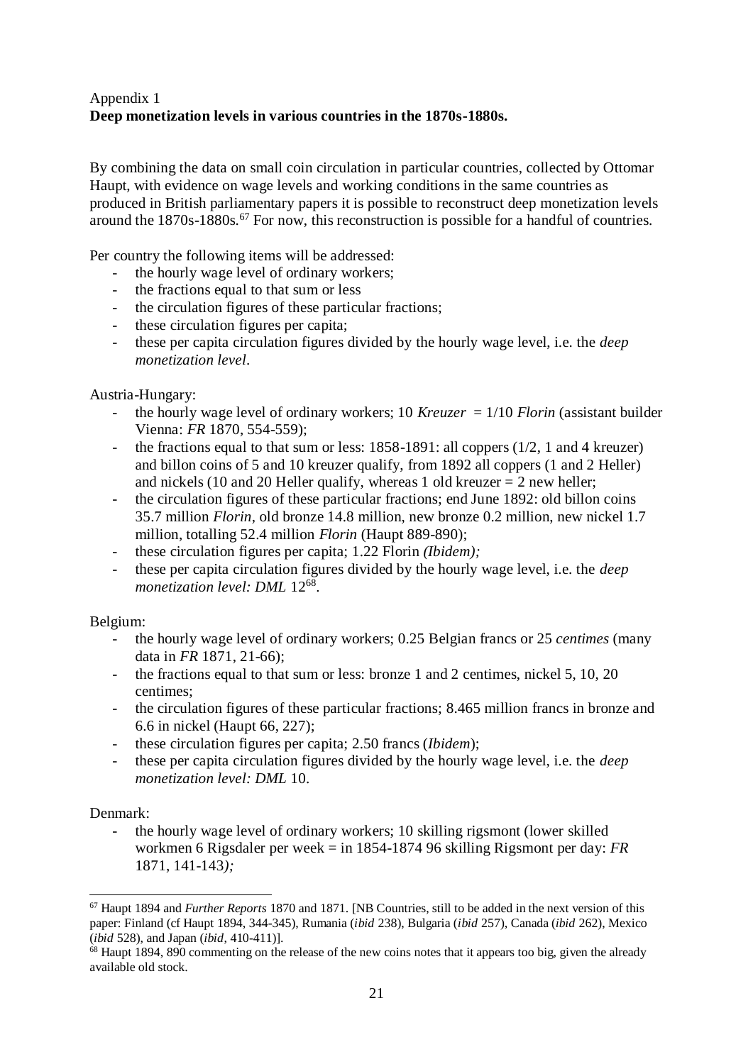Appendix 1

**Deep monetization levels in various countries in the 1870s-1880s.**

By combining the data on small coin circulation in particular countries, collected by Ottomar Haupt, with evidence on wage levels and working conditions in the same countries as produced in British parliamentary papers it is possible to reconstruct deep monetization levels around the 1870s-1880s.[67] For now, this reconstruction is possible for a handful of countries.

Per country the following items will be addressed:

- the hourly wage level of ordinary workers;
- the fractions equal to that sum or less
- the circulation figures of these particular fractions;
- these circulation figures per capita;
- these per capita circulation figures divided by the hourly wage level, i.e. the *deep monetization level*.

Austria-Hungary:

- the hourly wage level of ordinary workers; 10 *Kreuzer* = 1/10 *Florin* (assistant builder Vienna: *FR* 1870, 554-559);
- the fractions equal to that sum or less: 1858-1891: all coppers (1/2, 1 and 4 kreuzer) and billon coins of 5 and 10 kreuzer qualify, from 1892 all coppers (1 and 2 Heller) and nickels (10 and 20 Heller qualify, whereas 1 old kreuzer = 2 new heller;
- the circulation figures of these particular fractions; end June 1892: old billon coins 35.7 million *Florin*, old bronze 14.8 million, new bronze 0.2 million, new nickel 1.7 million, totalling 52.4 million *Florin* (Haupt 889-890);
- these circulation figures per capita; 1.22 Florin *(Ibidem);*
- these per capita circulation figures divided by the hourly wage level, i.e. the *deep monetization level: DML* 12[68].

Belgium:

- the hourly wage level of ordinary workers; 0.25 Belgian francs or 25 *centimes* (many data in *FR* 1871, 21-66);
- the fractions equal to that sum or less: bronze 1 and 2 centimes, nickel 5, 10, 20 centimes;
- the circulation figures of these particular fractions; 8.465 million francs in bronze and 6.6 in nickel (Haupt 66, 227);
- these circulation figures per capita; 2.50 francs (*Ibidem*);
- these per capita circulation figures divided by the hourly wage level, i.e. the *deep monetization level: DML* 10.

Denmark:

- the hourly wage level of ordinary workers; 10 skilling rigsmont (lower skilled workmen 6 Rigsdaler per week = in 1854-1874 96 skilling Rigsmont per day: *FR* 1871, 141-143*);*

---

[67] Haupt 1894 and *Further Reports* 1870 and 1871. [NB Countries, still to be added in the next version of this paper: Finland (cf Haupt 1894, 344-345), Rumania (*ibid* 238), Bulgaria (*ibid* 257), Canada (*ibid* 262), Mexico (*ibid* 528), and Japan (*ibid*, 410-411)].

[68] Haupt 1894, 890 commenting on the release of the new coins notes that it appears too big, given the already available old stock.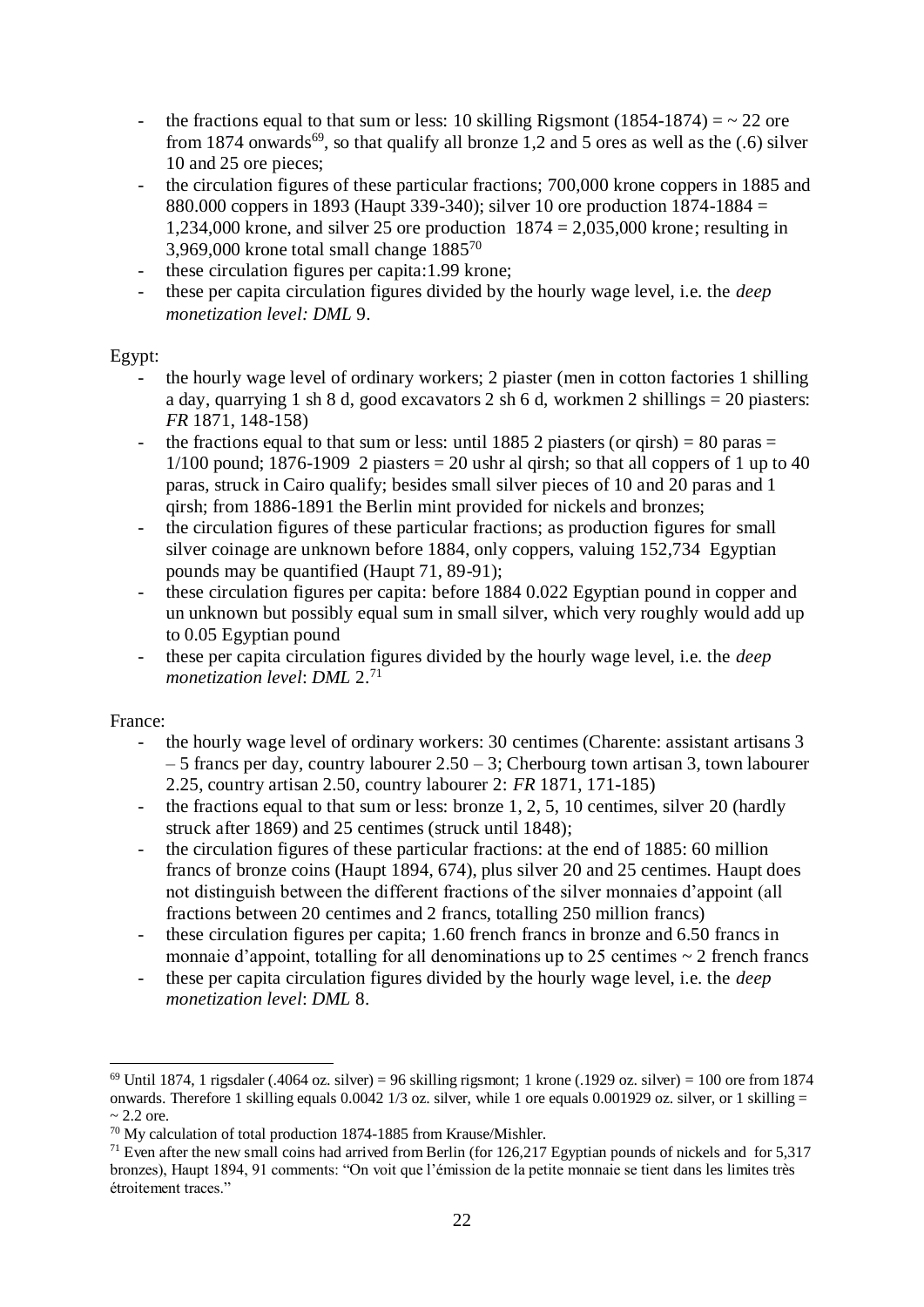- the fractions equal to that sum or less: 10 skilling Rigsmont (1854-1874) = ~ 22 ore from 1874 onwards[69], so that qualify all bronze 1,2 and 5 ores as well as the (.6) silver 10 and 25 ore pieces;
- the circulation figures of these particular fractions; 700,000 krone coppers in 1885 and 880.000 coppers in 1893 (Haupt 339-340); silver 10 ore production 1874-1884 = 1,234,000 krone, and silver 25 ore production 1874 = 2,035,000 krone; resulting in 3,969,000 krone total small change 1885[70]
- these circulation figures per capita:1.99 krone;
- these per capita circulation figures divided by the hourly wage level, i.e. the *deep monetization level: DML* 9.

Egypt:

- the hourly wage level of ordinary workers; 2 piaster (men in cotton factories 1 shilling a day, quarrying 1 sh 8 d, good excavators 2 sh 6 d, workmen 2 shillings = 20 piasters: *FR* 1871, 148-158)
- the fractions equal to that sum or less: until 1885 2 piasters (or qirsh) = 80 paras = 1/100 pound; 1876-1909 2 piasters = 20 ushr al qirsh; so that all coppers of 1 up to 40 paras, struck in Cairo qualify; besides small silver pieces of 10 and 20 paras and 1 qirsh; from 1886-1891 the Berlin mint provided for nickels and bronzes;
- the circulation figures of these particular fractions; as production figures for small silver coinage are unknown before 1884, only coppers, valuing 152,734 Egyptian pounds may be quantified (Haupt 71, 89-91);
- these circulation figures per capita: before 1884 0.022 Egyptian pound in copper and un unknown but possibly equal sum in small silver, which very roughly would add up to 0.05 Egyptian pound
- these per capita circulation figures divided by the hourly wage level, i.e. the *deep monetization level*: *DML* 2.[71]

France:

- the hourly wage level of ordinary workers: 30 centimes (Charente: assistant artisans 3 – 5 francs per day, country labourer 2.50 – 3; Cherbourg town artisan 3, town labourer 2.25, country artisan 2.50, country labourer 2: *FR* 1871, 171-185)
- the fractions equal to that sum or less: bronze 1, 2, 5, 10 centimes, silver 20 (hardly struck after 1869) and 25 centimes (struck until 1848);
- the circulation figures of these particular fractions: at the end of 1885: 60 million francs of bronze coins (Haupt 1894, 674), plus silver 20 and 25 centimes. Haupt does not distinguish between the different fractions of the silver monnaies d'appoint (all fractions between 20 centimes and 2 francs, totalling 250 million francs)
- these circulation figures per capita; 1.60 french francs in bronze and 6.50 francs in monnaie d'appoint, totalling for all denominations up to 25 centimes ~ 2 french francs
- these per capita circulation figures divided by the hourly wage level, i.e. the *deep monetization level*: *DML* 8.

---

[69] Until 1874, 1 rigsdaler (.4064 oz. silver) = 96 skilling rigsmont; 1 krone (.1929 oz. silver) = 100 ore from 1874 onwards. Therefore 1 skilling equals 0.0042 1/3 oz. silver, while 1 ore equals 0.001929 oz. silver, or 1 skilling = ~ 2.2 ore.

[70] My calculation of total production 1874-1885 from Krause/Mishler.

[71] Even after the new small coins had arrived from Berlin (for 126,217 Egyptian pounds of nickels and for 5,317 bronzes), Haupt 1894, 91 comments: "On voit que l'émission de la petite monnaie se tient dans les limites très étroitement traces."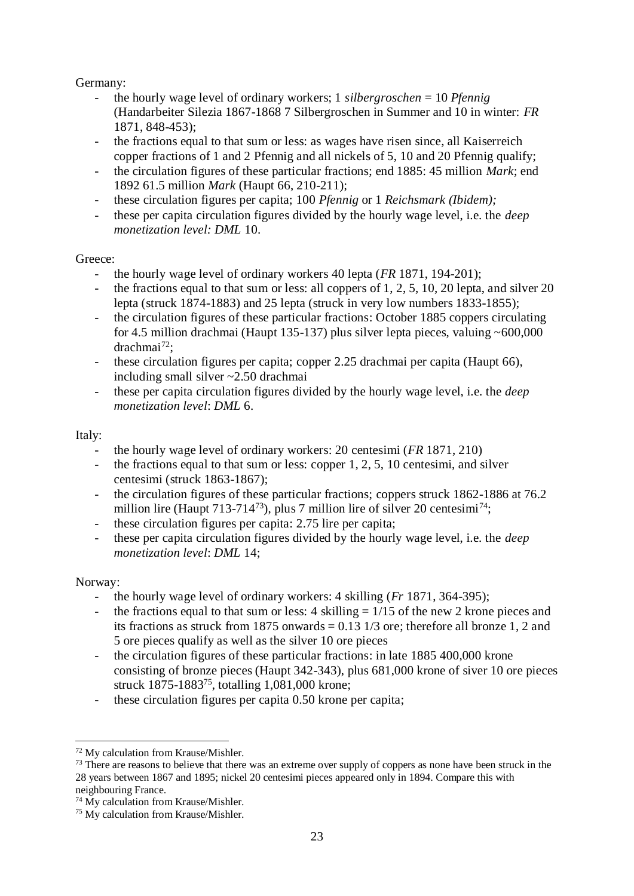Germany:

- the hourly wage level of ordinary workers; 1 *silbergroschen* = 10 *Pfennig* (Handarbeiter Silezia 1867-1868 7 Silbergroschen in Summer and 10 in winter: *FR* 1871, 848-453);
- the fractions equal to that sum or less: as wages have risen since, all Kaiserreich copper fractions of 1 and 2 Pfennig and all nickels of 5, 10 and 20 Pfennig qualify;
- the circulation figures of these particular fractions; end 1885: 45 million *Mark*; end 1892 61.5 million *Mark* (Haupt 66, 210-211);
- these circulation figures per capita; 100 *Pfennig* or 1 *Reichsmark (Ibidem);*
- these per capita circulation figures divided by the hourly wage level, i.e. the *deep monetization level: DML* 10.

Greece:

- the hourly wage level of ordinary workers 40 lepta (*FR* 1871, 194-201);
- the fractions equal to that sum or less: all coppers of 1, 2, 5, 10, 20 lepta, and silver 20 lepta (struck 1874-1883) and 25 lepta (struck in very low numbers 1833-1855);
- the circulation figures of these particular fractions: October 1885 coppers circulating for 4.5 million drachmai (Haupt 135-137) plus silver lepta pieces, valuing ~600,000 drachmai[72];
- these circulation figures per capita; copper 2.25 drachmai per capita (Haupt 66), including small silver ~2.50 drachmai
- these per capita circulation figures divided by the hourly wage level, i.e. the *deep monetization level*: *DML* 6.

Italy:

- the hourly wage level of ordinary workers: 20 centesimi (*FR* 1871, 210)
- the fractions equal to that sum or less: copper 1, 2, 5, 10 centesimi, and silver centesimi (struck 1863-1867);
- the circulation figures of these particular fractions; coppers struck 1862-1886 at 76.2 million lire (Haupt 713-714[73]), plus 7 million lire of silver 20 centesimi[74];
- these circulation figures per capita: 2.75 lire per capita;
- these per capita circulation figures divided by the hourly wage level, i.e. the *deep monetization level*: *DML* 14;

Norway:

- the hourly wage level of ordinary workers: 4 skilling (*Fr* 1871, 364-395);
- the fractions equal to that sum or less: 4 skilling = 1/15 of the new 2 krone pieces and its fractions as struck from 1875 onwards = 0.13 1/3 ore; therefore all bronze 1, 2 and 5 ore pieces qualify as well as the silver 10 ore pieces
- the circulation figures of these particular fractions: in late 1885 400,000 krone consisting of bronze pieces (Haupt 342-343), plus 681,000 krone of siver 10 ore pieces struck 1875-1883[75], totalling 1,081,000 krone;
- these circulation figures per capita 0.50 krone per capita;

---

[72] My calculation from Krause/Mishler.

[73] There are reasons to believe that there was an extreme over supply of coppers as none have been struck in the 28 years between 1867 and 1895; nickel 20 centesimi pieces appeared only in 1894. Compare this with neighbouring France.

[74] My calculation from Krause/Mishler.

[75] My calculation from Krause/Mishler.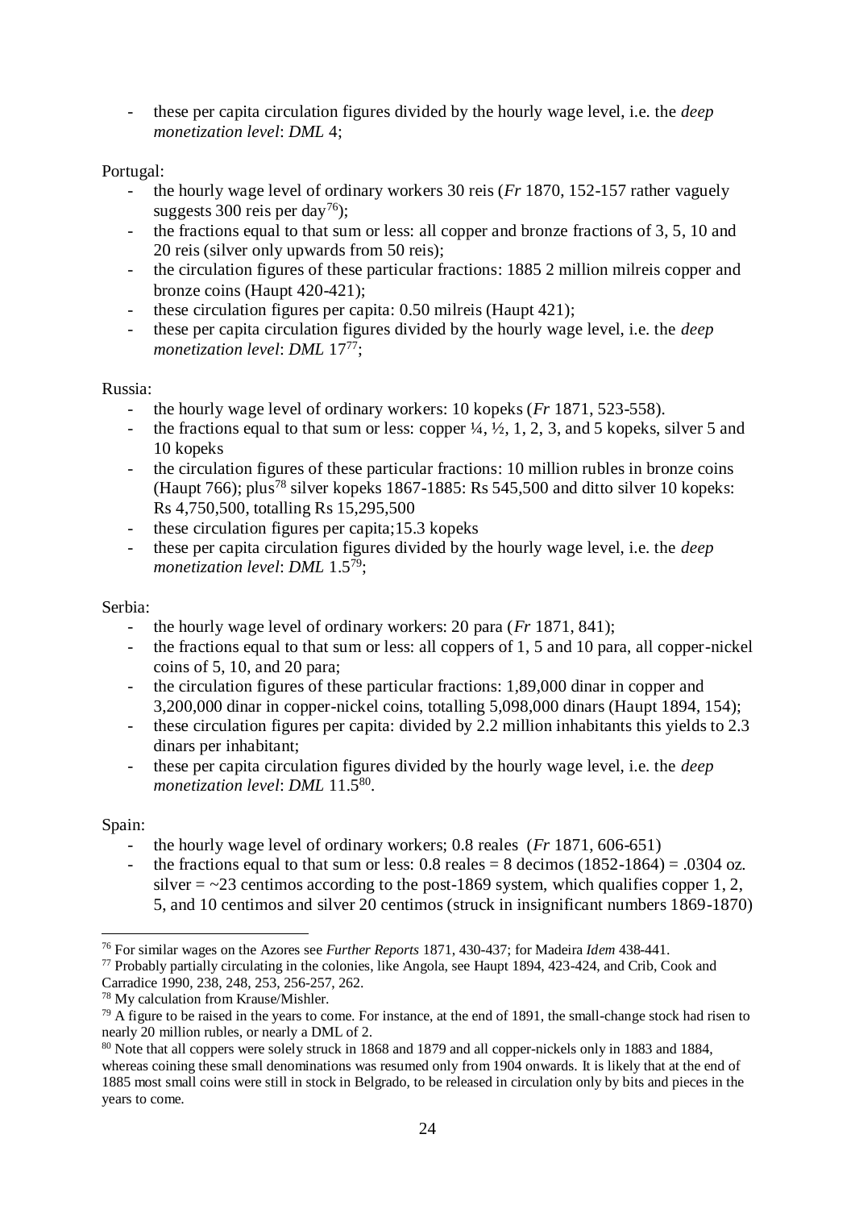- these per capita circulation figures divided by the hourly wage level, i.e. the *deep monetization level*: *DML* 4;

Portugal:

- the hourly wage level of ordinary workers 30 reis (*Fr* 1870, 152-157 rather vaguely suggests 300 reis per day[76]);
- the fractions equal to that sum or less: all copper and bronze fractions of 3, 5, 10 and 20 reis (silver only upwards from 50 reis);
- the circulation figures of these particular fractions: 1885 2 million milreis copper and bronze coins (Haupt 420-421);
- these circulation figures per capita: 0.50 milreis (Haupt 421);
- these per capita circulation figures divided by the hourly wage level, i.e. the *deep monetization level*: *DML* 17[77];

Russia:

- the hourly wage level of ordinary workers: 10 kopeks (*Fr* 1871, 523-558).
- the fractions equal to that sum or less: copper ¼, ½, 1, 2, 3, and 5 kopeks, silver 5 and 10 kopeks
- the circulation figures of these particular fractions: 10 million rubles in bronze coins (Haupt 766); plus[78] silver kopeks 1867-1885: Rs 545,500 and ditto silver 10 kopeks: Rs 4,750,500, totalling Rs 15,295,500
- these circulation figures per capita;15.3 kopeks
- these per capita circulation figures divided by the hourly wage level, i.e. the *deep monetization level*: *DML* 1.5[79];

Serbia:

- the hourly wage level of ordinary workers: 20 para (*Fr* 1871, 841);
- the fractions equal to that sum or less: all coppers of 1, 5 and 10 para, all copper-nickel coins of 5, 10, and 20 para;
- the circulation figures of these particular fractions: 1,89,000 dinar in copper and 3,200,000 dinar in copper-nickel coins, totalling 5,098,000 dinars (Haupt 1894, 154);
- these circulation figures per capita: divided by 2.2 million inhabitants this yields to 2.3 dinars per inhabitant;
- these per capita circulation figures divided by the hourly wage level, i.e. the *deep monetization level*: *DML* 11.5[80].

Spain:

- the hourly wage level of ordinary workers; 0.8 reales (*Fr* 1871, 606-651)
- the fractions equal to that sum or less: 0.8 reales = 8 decimos (1852-1864) = .0304 oz. silver = ~23 centimos according to the post-1869 system, which qualifies copper 1, 2, 5, and 10 centimos and silver 20 centimos (struck in insignificant numbers 1869-1870)

---

[76] For similar wages on the Azores see *Further Reports* 1871, 430-437; for Madeira *Idem* 438-441.

[77] Probably partially circulating in the colonies, like Angola, see Haupt 1894, 423-424, and Crib, Cook and Carradice 1990, 238, 248, 253, 256-257, 262.

[78] My calculation from Krause/Mishler.

[79] A figure to be raised in the years to come. For instance, at the end of 1891, the small-change stock had risen to nearly 20 million rubles, or nearly a DML of 2.

[80] Note that all coppers were solely struck in 1868 and 1879 and all copper-nickels only in 1883 and 1884, whereas coining these small denominations was resumed only from 1904 onwards. It is likely that at the end of 1885 most small coins were still in stock in Belgrado, to be released in circulation only by bits and pieces in the years to come.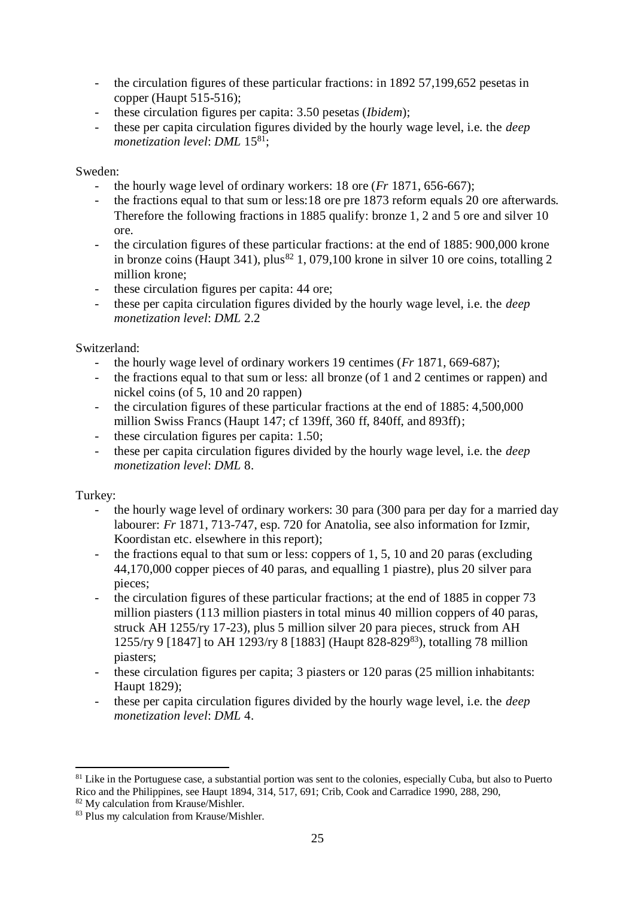- the circulation figures of these particular fractions: in 1892 57,199,652 pesetas in copper (Haupt 515-516);
- these circulation figures per capita: 3.50 pesetas (*Ibidem*);
- these per capita circulation figures divided by the hourly wage level, i.e. the *deep monetization level*: *DML* 15[81];

Sweden:

- the hourly wage level of ordinary workers: 18 ore (*Fr* 1871, 656-667);
- the fractions equal to that sum or less:18 ore pre 1873 reform equals 20 ore afterwards. Therefore the following fractions in 1885 qualify: bronze 1, 2 and 5 ore and silver 10 ore.
- the circulation figures of these particular fractions: at the end of 1885: 900,000 krone in bronze coins (Haupt 341), plus[82] 1, 079,100 krone in silver 10 ore coins, totalling 2 million krone;
- these circulation figures per capita: 44 ore;
- these per capita circulation figures divided by the hourly wage level, i.e. the *deep monetization level*: *DML* 2.2

Switzerland:

- the hourly wage level of ordinary workers 19 centimes (*Fr* 1871, 669-687);
- the fractions equal to that sum or less: all bronze (of 1 and 2 centimes or rappen) and nickel coins (of 5, 10 and 20 rappen)
- the circulation figures of these particular fractions at the end of 1885: 4,500,000 million Swiss Francs (Haupt 147; cf 139ff, 360 ff, 840ff, and 893ff);
- these circulation figures per capita: 1.50;
- these per capita circulation figures divided by the hourly wage level, i.e. the *deep monetization level*: *DML* 8.

Turkey:

- the hourly wage level of ordinary workers: 30 para (300 para per day for a married day labourer: *Fr* 1871, 713-747, esp. 720 for Anatolia, see also information for Izmir, Koordistan etc. elsewhere in this report);
- the fractions equal to that sum or less: coppers of 1, 5, 10 and 20 paras (excluding 44,170,000 copper pieces of 40 paras, and equalling 1 piastre), plus 20 silver para pieces;
- the circulation figures of these particular fractions; at the end of 1885 in copper 73 million piasters (113 million piasters in total minus 40 million coppers of 40 paras, struck AH 1255/ry 17-23), plus 5 million silver 20 para pieces, struck from AH 1255/ry 9 [1847] to AH 1293/ry 8 [1883] (Haupt 828-829[83]), totalling 78 million piasters;
- these circulation figures per capita; 3 piasters or 120 paras (25 million inhabitants: Haupt 1829);
- these per capita circulation figures divided by the hourly wage level, i.e. the *deep monetization level*: *DML* 4.

---

[81] Like in the Portuguese case, a substantial portion was sent to the colonies, especially Cuba, but also to Puerto Rico and the Philippines, see Haupt 1894, 314, 517, 691; Crib, Cook and Carradice 1990, 288, 290,

[82] My calculation from Krause/Mishler.

[83] Plus my calculation from Krause/Mishler.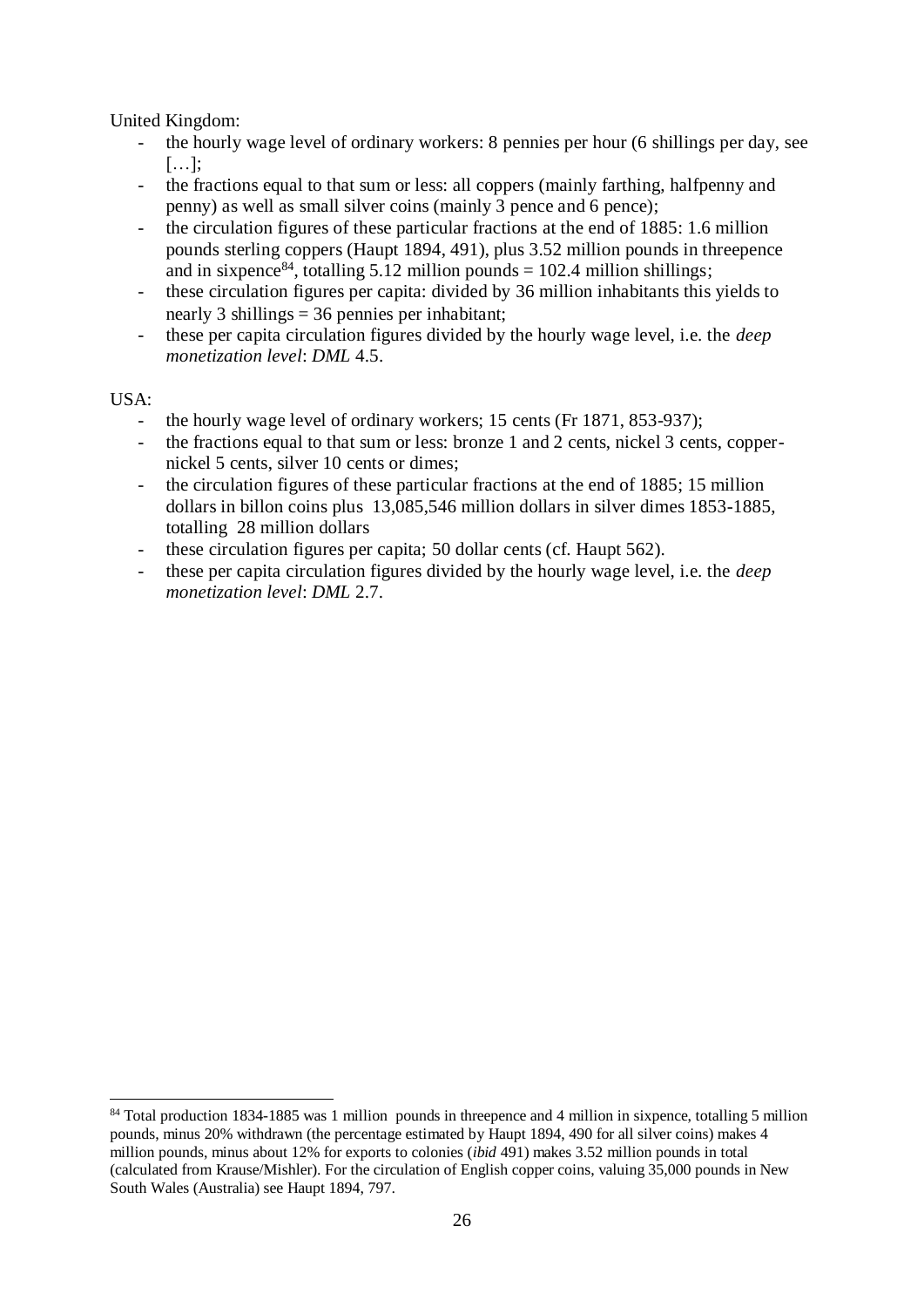United Kingdom:

- the hourly wage level of ordinary workers: 8 pennies per hour (6 shillings per day, see […];
- the fractions equal to that sum or less: all coppers (mainly farthing, halfpenny and penny) as well as small silver coins (mainly 3 pence and 6 pence);
- the circulation figures of these particular fractions at the end of 1885: 1.6 million pounds sterling coppers (Haupt 1894, 491), plus 3.52 million pounds in threepence and in sixpence[84], totalling 5.12 million pounds = 102.4 million shillings;
- these circulation figures per capita: divided by 36 million inhabitants this yields to nearly 3 shillings = 36 pennies per inhabitant;
- these per capita circulation figures divided by the hourly wage level, i.e. the *deep monetization level*: *DML* 4.5.

USA:

- the hourly wage level of ordinary workers; 15 cents (Fr 1871, 853-937);
- the fractions equal to that sum or less: bronze 1 and 2 cents, nickel 3 cents, copper-nickel 5 cents, silver 10 cents or dimes;
- the circulation figures of these particular fractions at the end of 1885; 15 million dollars in billon coins plus 13,085,546 million dollars in silver dimes 1853-1885, totalling 28 million dollars
- these circulation figures per capita; 50 dollar cents (cf. Haupt 562).
- these per capita circulation figures divided by the hourly wage level, i.e. the *deep monetization level*: *DML* 2.7.

[84] Total production 1834-1885 was 1 million pounds in threepence and 4 million in sixpence, totalling 5 million pounds, minus 20% withdrawn (the percentage estimated by Haupt 1894, 490 for all silver coins) makes 4 million pounds, minus about 12% for exports to colonies (*ibid* 491) makes 3.52 million pounds in total (calculated from Krause/Mishler). For the circulation of English copper coins, valuing 35,000 pounds in New South Wales (Australia) see Haupt 1894, 797.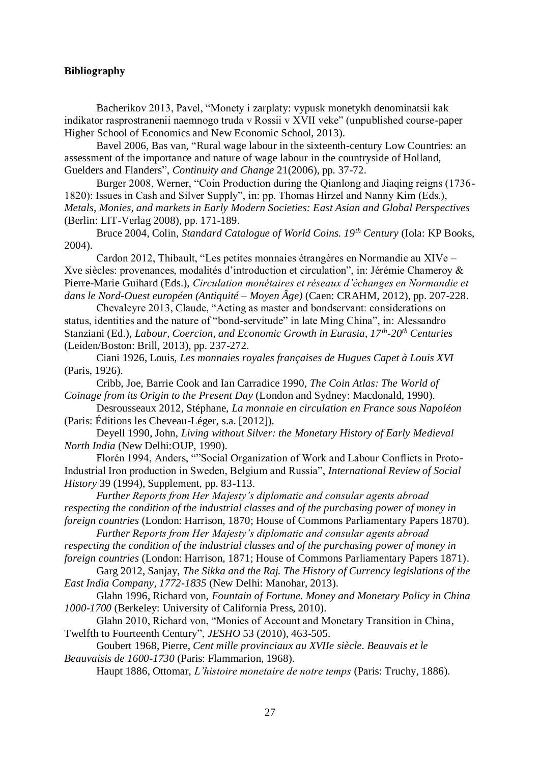**Bibliography**

Bacherikov 2013, Pavel, "Monety i zarplaty: vypusk monetykh denominatsii kak indikator rasprostranenii naemnogo truda v Rossii v XVII veke" (unpublished course-paper Higher School of Economics and New Economic School, 2013).

Bavel 2006, Bas van, "Rural wage labour in the sixteenth-century Low Countries: an assessment of the importance and nature of wage labour in the countryside of Holland, Guelders and Flanders", *Continuity and Change* 21(2006), pp. 37-72.

Burger 2008, Werner, "Coin Production during the Qianlong and Jiaqing reigns (1736-1820): Issues in Cash and Silver Supply", in: pp. Thomas Hirzel and Nanny Kim (Eds.), *Metals, Monies, and markets in Early Modern Societies: East Asian and Global Perspectives* (Berlin: LIT-Verlag 2008), pp. 171-189.

Bruce 2004, Colin, *Standard Catalogue of World Coins. 19th Century* (Iola: KP Books, 2004).

Cardon 2012, Thibault, "Les petites monnaies étrangères en Normandie au XIVe – Xve siècles: provenances, modalités d'introduction et circulation", in: Jérémie Chameroy & Pierre-Marie Guihard (Eds.), *Circulation monétaires et réseaux d'échanges en Normandie et dans le Nord-Ouest européen (Antiquité – Moyen Âge)* (Caen: CRAHM, 2012), pp. 207-228.

Chevaleyre 2013, Claude, "Acting as master and bondservant: considerations on status, identities and the nature of "bond-servitude" in late Ming China", in: Alessandro Stanziani (Ed.), *Labour, Coercion, and Economic Growth in Eurasia, 17th-20th Centuries* (Leiden/Boston: Brill, 2013), pp. 237-272.

Ciani 1926, Louis, *Les monnaies royales françaises de Hugues Capet à Louis XVI* (Paris, 1926).

Cribb, Joe, Barrie Cook and Ian Carradice 1990, *The Coin Atlas: The World of Coinage from its Origin to the Present Day* (London and Sydney: Macdonald, 1990).

Desrousseaux 2012, Stéphane, *La monnaie en circulation en France sous Napoléon* (Paris: Éditions les Cheveau-Léger, s.a. [2012]).

Deyell 1990, John, *Living without Silver: the Monetary History of Early Medieval North India* (New Delhi:OUP, 1990).

Florén 1994, Anders, ""Social Organization of Work and Labour Conflicts in Proto-Industrial Iron production in Sweden, Belgium and Russia", *International Review of Social History* 39 (1994), Supplement, pp. 83-113.

*Further Reports from Her Majesty's diplomatic and consular agents abroad respecting the condition of the industrial classes and of the purchasing power of money in foreign countries* (London: Harrison, 1870; House of Commons Parliamentary Papers 1870).

*Further Reports from Her Majesty's diplomatic and consular agents abroad respecting the condition of the industrial classes and of the purchasing power of money in foreign countries* (London: Harrison, 1871; House of Commons Parliamentary Papers 1871).

Garg 2012, Sanjay, *The Sikka and the Raj. The History of Currency legislations of the East India Company, 1772-1835* (New Delhi: Manohar, 2013).

Glahn 1996, Richard von, *Fountain of Fortune. Money and Monetary Policy in China 1000-1700* (Berkeley: University of California Press, 2010).

Glahn 2010, Richard von, "Monies of Account and Monetary Transition in China, Twelfth to Fourteenth Century", *JESHO* 53 (2010), 463-505.

Goubert 1968, Pierre, *Cent mille provinciaux au XVIIe siècle. Beauvais et le Beauvaisis de 1600-1730* (Paris: Flammarion, 1968).

Haupt 1886, Ottomar, *L'histoire monetaire de notre temps* (Paris: Truchy, 1886).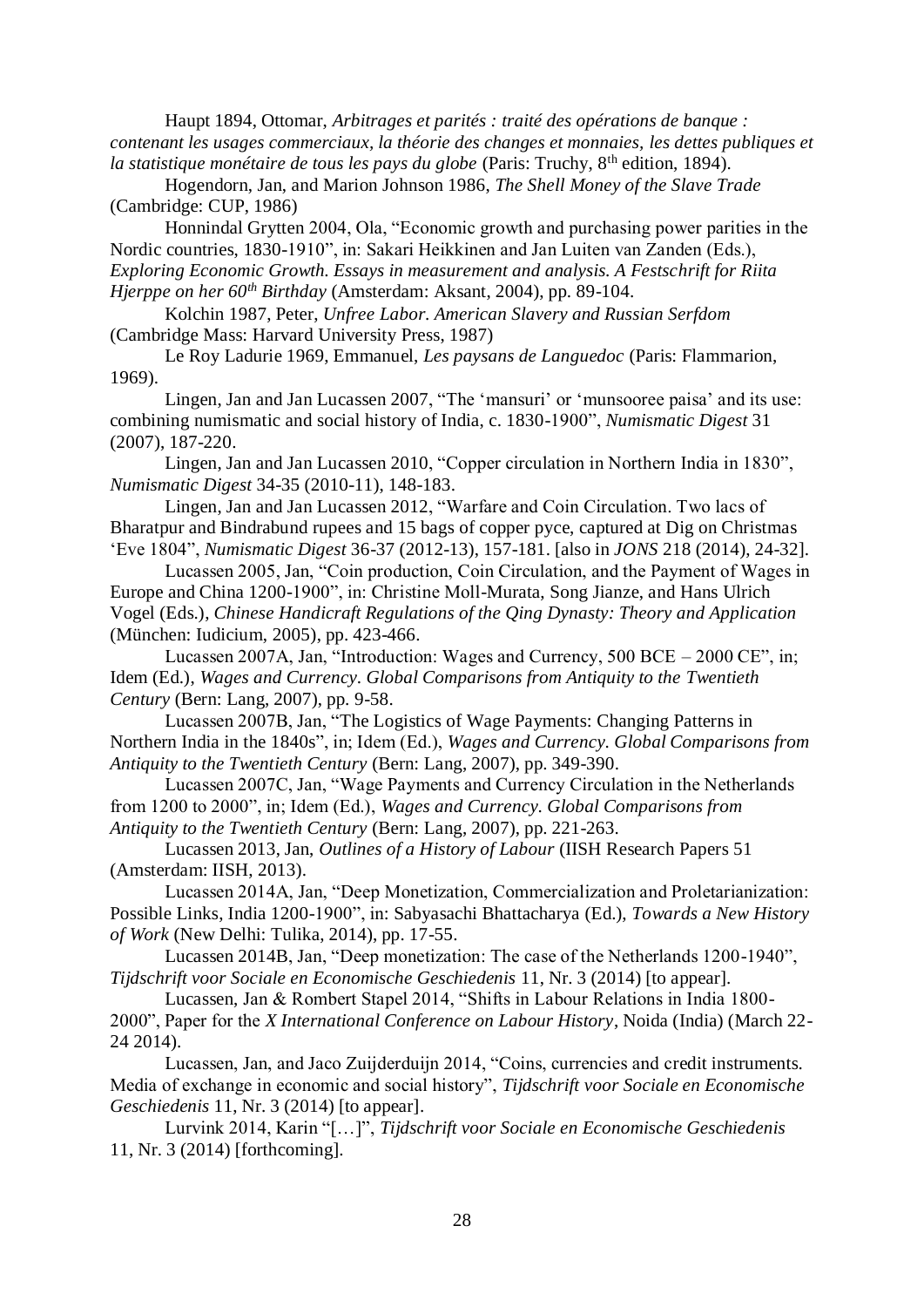Haupt 1894, Ottomar, *Arbitrages et parités : traité des opérations de banque : contenant les usages commerciaux, la théorie des changes et monnaies, les dettes publiques et la statistique monétaire de tous les pays du globe* (Paris: Truchy, 8th edition, 1894).

Hogendorn, Jan, and Marion Johnson 1986, *The Shell Money of the Slave Trade* (Cambridge: CUP, 1986)

Honnindal Grytten 2004, Ola, "Economic growth and purchasing power parities in the Nordic countries, 1830-1910", in: Sakari Heikkinen and Jan Luiten van Zanden (Eds.), *Exploring Economic Growth. Essays in measurement and analysis. A Festschrift for Riita Hjerppe on her 60th Birthday* (Amsterdam: Aksant, 2004), pp. 89-104.

Kolchin 1987, Peter, *Unfree Labor. American Slavery and Russian Serfdom* (Cambridge Mass: Harvard University Press, 1987)

Le Roy Ladurie 1969, Emmanuel, *Les paysans de Languedoc* (Paris: Flammarion, 1969).

Lingen, Jan and Jan Lucassen 2007, "The 'mansuri' or 'munsooree paisa' and its use: combining numismatic and social history of India, c. 1830-1900", *Numismatic Digest* 31 (2007), 187-220.

Lingen, Jan and Jan Lucassen 2010, "Copper circulation in Northern India in 1830", *Numismatic Digest* 34-35 (2010-11), 148-183.

Lingen, Jan and Jan Lucassen 2012, "Warfare and Coin Circulation. Two lacs of Bharatpur and Bindrabund rupees and 15 bags of copper pyce, captured at Dig on Christmas 'Eve 1804", *Numismatic Digest* 36-37 (2012-13), 157-181. [also in *JONS* 218 (2014), 24-32].

Lucassen 2005, Jan, "Coin production, Coin Circulation, and the Payment of Wages in Europe and China 1200-1900", in: Christine Moll-Murata, Song Jianze, and Hans Ulrich Vogel (Eds.), *Chinese Handicraft Regulations of the Qing Dynasty: Theory and Application* (München: Iudicium, 2005), pp. 423-466.

Lucassen 2007A, Jan, "Introduction: Wages and Currency, 500 BCE – 2000 CE", in; Idem (Ed.), *Wages and Currency. Global Comparisons from Antiquity to the Twentieth Century* (Bern: Lang, 2007), pp. 9-58.

Lucassen 2007B, Jan, "The Logistics of Wage Payments: Changing Patterns in Northern India in the 1840s", in; Idem (Ed.), *Wages and Currency. Global Comparisons from Antiquity to the Twentieth Century* (Bern: Lang, 2007), pp. 349-390.

Lucassen 2007C, Jan, "Wage Payments and Currency Circulation in the Netherlands from 1200 to 2000", in; Idem (Ed.), *Wages and Currency. Global Comparisons from Antiquity to the Twentieth Century* (Bern: Lang, 2007), pp. 221-263.

Lucassen 2013, Jan, *Outlines of a History of Labour* (IISH Research Papers 51 (Amsterdam: IISH, 2013).

Lucassen 2014A, Jan, "Deep Monetization, Commercialization and Proletarianization: Possible Links, India 1200-1900", in: Sabyasachi Bhattacharya (Ed.), *Towards a New History of Work* (New Delhi: Tulika, 2014), pp. 17-55.

Lucassen 2014B, Jan, "Deep monetization: The case of the Netherlands 1200-1940", *Tijdschrift voor Sociale en Economische Geschiedenis* 11, Nr. 3 (2014) [to appear].

Lucassen, Jan & Rombert Stapel 2014, "Shifts in Labour Relations in India 1800-2000", Paper for the *X International Conference on Labour History*, Noida (India) (March 22-24 2014).

Lucassen, Jan, and Jaco Zuijderduijn 2014, "Coins, currencies and credit instruments. Media of exchange in economic and social history", *Tijdschrift voor Sociale en Economische Geschiedenis* 11, Nr. 3 (2014) [to appear].

Lurvink 2014, Karin "[…]", *Tijdschrift voor Sociale en Economische Geschiedenis* 11, Nr. 3 (2014) [forthcoming].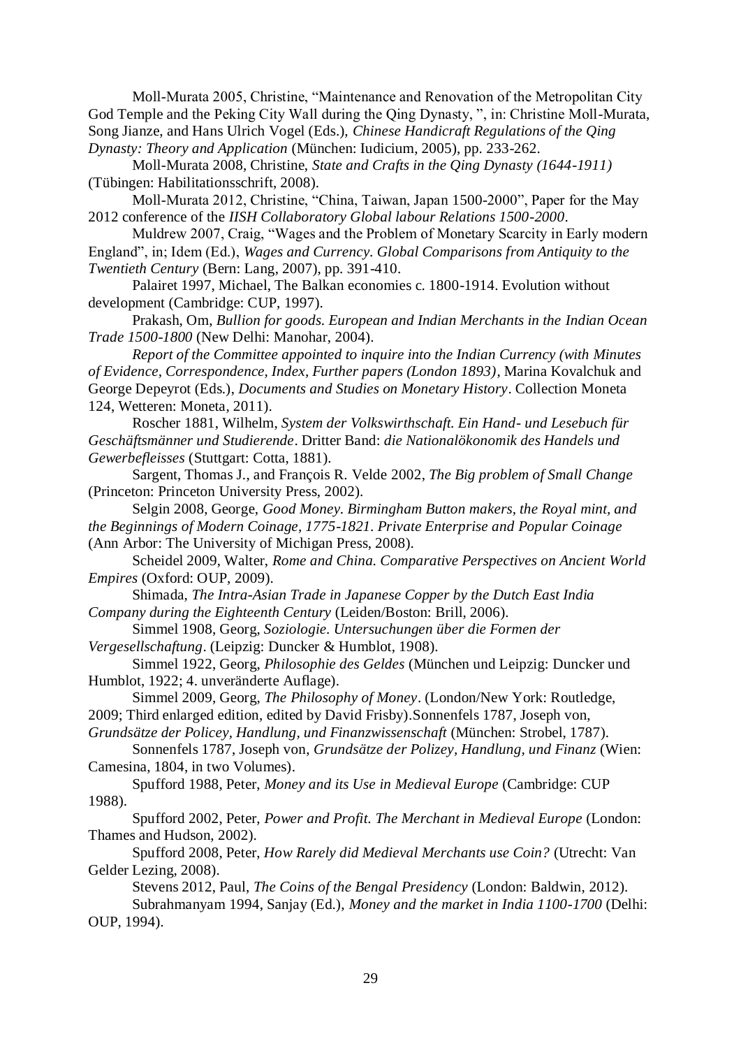Moll-Murata 2005, Christine, “Maintenance and Renovation of the Metropolitan City God Temple and the Peking City Wall during the Qing Dynasty, ”, in: Christine Moll-Murata, Song Jianze, and Hans Ulrich Vogel (Eds.), *Chinese Handicraft Regulations of the Qing Dynasty: Theory and Application* (München: Iudicium, 2005), pp. 233-262.

Moll-Murata 2008, Christine, *State and Crafts in the Qing Dynasty (1644-1911)* (Tübingen: Habilitationsschrift, 2008).

Moll-Murata 2012, Christine, “China, Taiwan, Japan 1500-2000”, Paper for the May 2012 conference of the *IISH Collaboratory Global labour Relations 1500-2000*.

Muldrew 2007, Craig, “Wages and the Problem of Monetary Scarcity in Early modern England”, in; Idem (Ed.), *Wages and Currency. Global Comparisons from Antiquity to the Twentieth Century* (Bern: Lang, 2007), pp. 391-410.

Palairet 1997, Michael, The Balkan economies c. 1800-1914. Evolution without development (Cambridge: CUP, 1997).

Prakash, Om, *Bullion for goods. European and Indian Merchants in the Indian Ocean Trade 1500-1800* (New Delhi: Manohar, 2004).

*Report of the Committee appointed to inquire into the Indian Currency (with Minutes of Evidence, Correspondence, Index, Further papers (London 1893)*, Marina Kovalchuk and George Depeyrot (Eds.), *Documents and Studies on Monetary History*. Collection Moneta 124, Wetteren: Moneta, 2011).

Roscher 1881, Wilhelm, *System der Volkswirthschaft. Ein Hand- und Lesebuch für Geschäftsmänner und Studierende*. Dritter Band: *die Nationalökonomik des Handels und Gewerbefleisses* (Stuttgart: Cotta, 1881).

Sargent, Thomas J., and François R. Velde 2002, *The Big problem of Small Change* (Princeton: Princeton University Press, 2002).

Selgin 2008, George, *Good Money. Birmingham Button makers, the Royal mint, and the Beginnings of Modern Coinage, 1775-1821. Private Enterprise and Popular Coinage* (Ann Arbor: The University of Michigan Press, 2008).

Scheidel 2009, Walter, *Rome and China. Comparative Perspectives on Ancient World Empires* (Oxford: OUP, 2009).

Shimada, *The Intra-Asian Trade in Japanese Copper by the Dutch East India Company during the Eighteenth Century* (Leiden/Boston: Brill, 2006).

Simmel 1908, Georg, *Soziologie. Untersuchungen über die Formen der Vergesellschaftung*. (Leipzig: Duncker & Humblot, 1908).

Simmel 1922, Georg, *Philosophie des Geldes* (München und Leipzig: Duncker und Humblot, 1922; 4. unveränderte Auflage).

Simmel 2009, Georg, *The Philosophy of Money*. (London/New York: Routledge, 2009; Third enlarged edition, edited by David Frisby).Sonnenfels 1787, Joseph von, *Grundsätze der Policey, Handlung, und Finanzwissenschaft* (München: Strobel, 1787).

Sonnenfels 1787, Joseph von, *Grundsätze der Polizey, Handlung, und Finanz* (Wien: Camesina, 1804, in two Volumes).

Spufford 1988, Peter, *Money and its Use in Medieval Europe* (Cambridge: CUP 1988).

Spufford 2002, Peter, *Power and Profit. The Merchant in Medieval Europe* (London: Thames and Hudson, 2002).

Spufford 2008, Peter, *How Rarely did Medieval Merchants use Coin?* (Utrecht: Van Gelder Lezing, 2008).

Stevens 2012, Paul, *The Coins of the Bengal Presidency* (London: Baldwin, 2012).

Subrahmanyam 1994, Sanjay (Ed.), *Money and the market in India 1100-1700* (Delhi: OUP, 1994).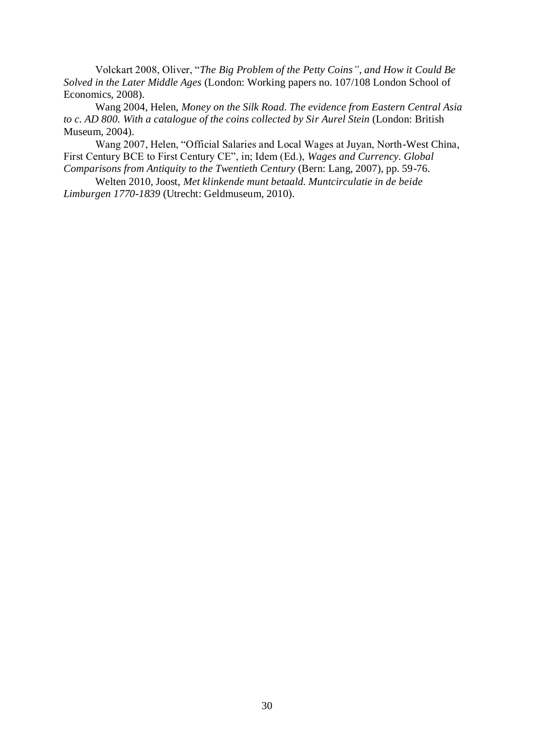Volckart 2008, Oliver, "*The Big Problem of the Petty Coins", and How it Could Be Solved in the Later Middle Ages* (London: Working papers no. 107/108 London School of Economics, 2008).

Wang 2004, Helen, *Money on the Silk Road. The evidence from Eastern Central Asia to c. AD 800. With a catalogue of the coins collected by Sir Aurel Stein* (London: British Museum, 2004).

Wang 2007, Helen, "Official Salaries and Local Wages at Juyan, North-West China, First Century BCE to First Century CE", in; Idem (Ed.), *Wages and Currency. Global Comparisons from Antiquity to the Twentieth Century* (Bern: Lang, 2007), pp. 59-76.

Welten 2010, Joost, *Met klinkende munt betaald. Muntcirculatie in de beide Limburgen 1770-1839* (Utrecht: Geldmuseum, 2010).